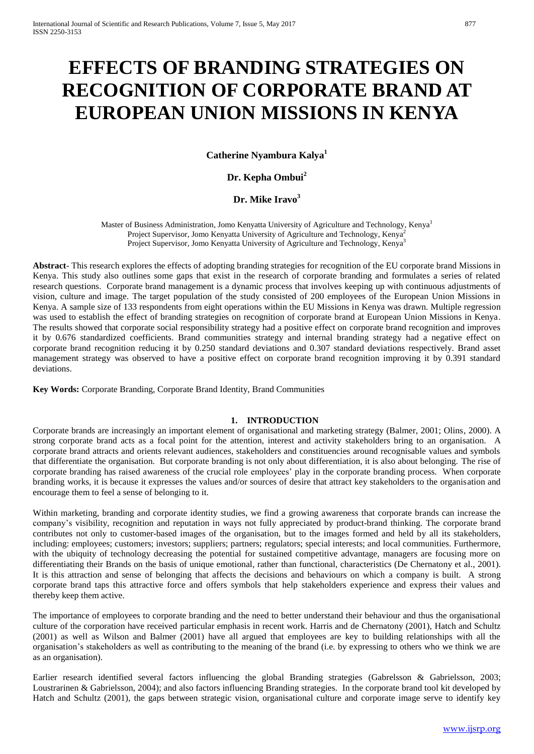# EFFECTS OF BRANDING STRATEGIES ON RECOGNITION OF CORPORATE BRAND AT EUROPEAN UNION MISSIONS IN KENYA

**Catherine Nyambura Kalya[1]**

**Dr. Kepha Ombui[2]**

**Dr. Mike Iravo[3]**

Master of Business Administration, Jomo Kenyatta University of Agriculture and Technology, Kenya[1]
Project Supervisor, Jomo Kenyatta University of Agriculture and Technology, Kenya[2]
Project Supervisor, Jomo Kenyatta University of Agriculture and Technology, Kenya[3]

**Abstract**- This research explores the effects of adopting branding strategies for recognition of the EU corporate brand Missions in Kenya. This study also outlines some gaps that exist in the research of corporate branding and formulates a series of related research questions. Corporate brand management is a dynamic process that involves keeping up with continuous adjustments of vision, culture and image. The target population of the study consisted of 200 employees of the European Union Missions in Kenya. A sample size of 133 respondents from eight operations within the EU Missions in Kenya was drawn. Multiple regression was used to establish the effect of branding strategies on recognition of corporate brand at European Union Missions in Kenya. The results showed that corporate social responsibility strategy had a positive effect on corporate brand recognition and improves it by 0.676 standardized coefficients. Brand communities strategy and internal branding strategy had a negative effect on corporate brand recognition reducing it by 0.250 standard deviations and 0.307 standard deviations respectively. Brand asset management strategy was observed to have a positive effect on corporate brand recognition improving it by 0.391 standard deviations.

**Key Words:** Corporate Branding, Corporate Brand Identity, Brand Communities

## 1. INTRODUCTION

Corporate brands are increasingly an important element of organisational and marketing strategy (Balmer, 2001; Olins, 2000). A strong corporate brand acts as a focal point for the attention, interest and activity stakeholders bring to an organisation. A corporate brand attracts and orients relevant audiences, stakeholders and constituencies around recognisable values and symbols that differentiate the organisation. But corporate branding is not only about differentiation, it is also about belonging. The rise of corporate branding has raised awareness of the crucial role employees' play in the corporate branding process. When corporate branding works, it is because it expresses the values and/or sources of desire that attract key stakeholders to the organisation and encourage them to feel a sense of belonging to it.

Within marketing, branding and corporate identity studies, we find a growing awareness that corporate brands can increase the company's visibility, recognition and reputation in ways not fully appreciated by product-brand thinking. The corporate brand contributes not only to customer-based images of the organisation, but to the images formed and held by all its stakeholders, including: employees; customers; investors; suppliers; partners; regulators; special interests; and local communities. Furthermore, with the ubiquity of technology decreasing the potential for sustained competitive advantage, managers are focusing more on differentiating their Brands on the basis of unique emotional, rather than functional, characteristics (De Chernatony et al., 2001). It is this attraction and sense of belonging that affects the decisions and behaviours on which a company is built. A strong corporate brand taps this attractive force and offers symbols that help stakeholders experience and express their values and thereby keep them active.

The importance of employees to corporate branding and the need to better understand their behaviour and thus the organisational culture of the corporation have received particular emphasis in recent work. Harris and de Chernatony (2001), Hatch and Schultz (2001) as well as Wilson and Balmer (2001) have all argued that employees are key to building relationships with all the organisation's stakeholders as well as contributing to the meaning of the brand (i.e. by expressing to others who we think we are as an organisation).

Earlier research identified several factors influencing the global Branding strategies (Gabrelsson & Gabrielsson, 2003; Loustrarinen & Gabrielsson, 2004); and also factors influencing Branding strategies. In the corporate brand tool kit developed by Hatch and Schultz (2001), the gaps between strategic vision, organisational culture and corporate image serve to identify key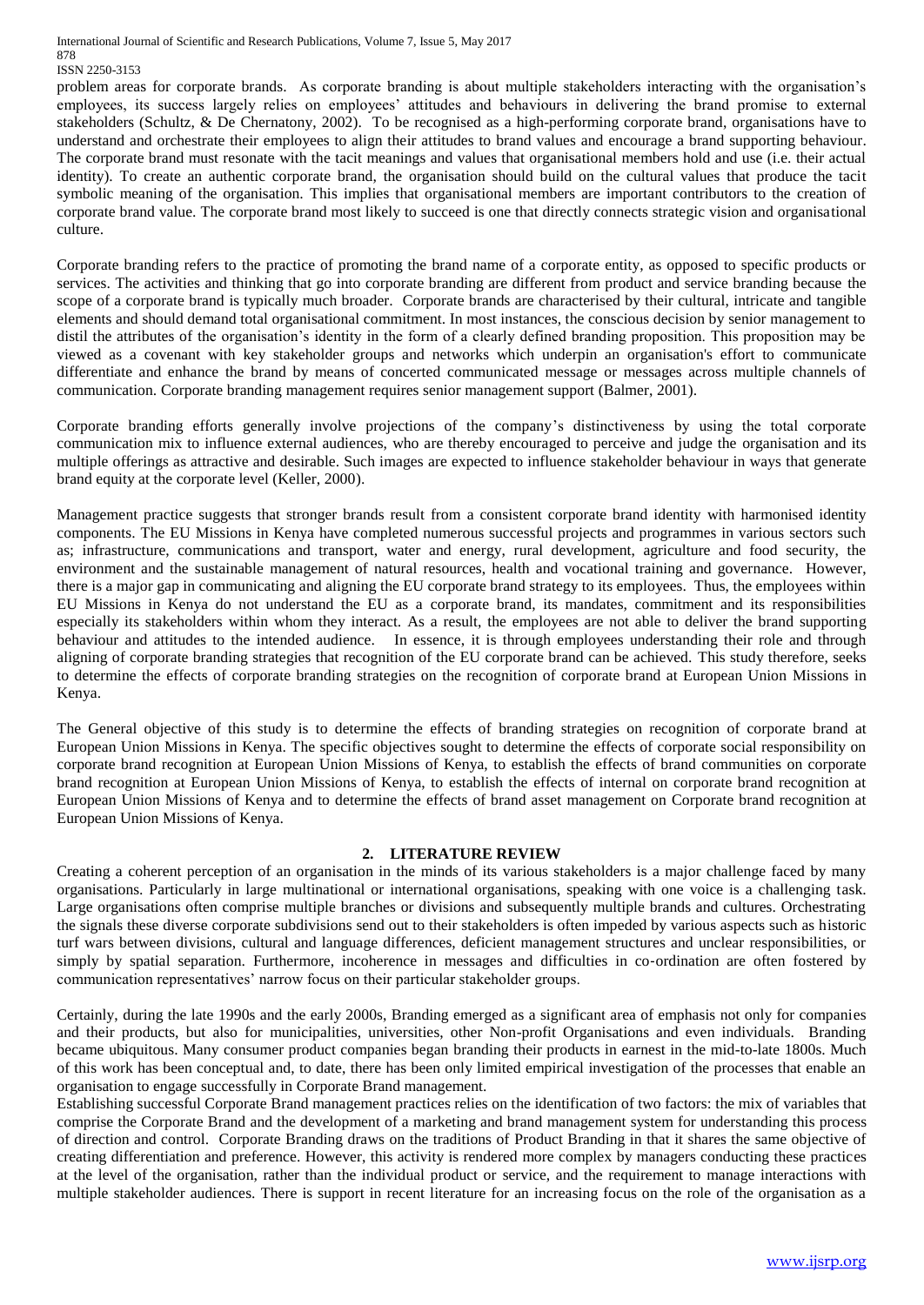problem areas for corporate brands. As corporate branding is about multiple stakeholders interacting with the organisation's employees, its success largely relies on employees' attitudes and behaviours in delivering the brand promise to external stakeholders (Schultz, & De Chernatony, 2002). To be recognised as a high-performing corporate brand, organisations have to understand and orchestrate their employees to align their attitudes to brand values and encourage a brand supporting behaviour. The corporate brand must resonate with the tacit meanings and values that organisational members hold and use (i.e. their actual identity). To create an authentic corporate brand, the organisation should build on the cultural values that produce the tacit symbolic meaning of the organisation. This implies that organisational members are important contributors to the creation of corporate brand value. The corporate brand most likely to succeed is one that directly connects strategic vision and organisational culture.

Corporate branding refers to the practice of promoting the brand name of a corporate entity, as opposed to specific products or services. The activities and thinking that go into corporate branding are different from product and service branding because the scope of a corporate brand is typically much broader. Corporate brands are characterised by their cultural, intricate and tangible elements and should demand total organisational commitment. In most instances, the conscious decision by senior management to distil the attributes of the organisation's identity in the form of a clearly defined branding proposition. This proposition may be viewed as a covenant with key stakeholder groups and networks which underpin an organisation's effort to communicate differentiate and enhance the brand by means of concerted communicated message or messages across multiple channels of communication. Corporate branding management requires senior management support (Balmer, 2001).

Corporate branding efforts generally involve projections of the company's distinctiveness by using the total corporate communication mix to influence external audiences, who are thereby encouraged to perceive and judge the organisation and its multiple offerings as attractive and desirable. Such images are expected to influence stakeholder behaviour in ways that generate brand equity at the corporate level (Keller, 2000).

Management practice suggests that stronger brands result from a consistent corporate brand identity with harmonised identity components. The EU Missions in Kenya have completed numerous successful projects and programmes in various sectors such as; infrastructure, communications and transport, water and energy, rural development, agriculture and food security, the environment and the sustainable management of natural resources, health and vocational training and governance. However, there is a major gap in communicating and aligning the EU corporate brand strategy to its employees. Thus, the employees within EU Missions in Kenya do not understand the EU as a corporate brand, its mandates, commitment and its responsibilities especially its stakeholders within whom they interact. As a result, the employees are not able to deliver the brand supporting behaviour and attitudes to the intended audience. In essence, it is through employees understanding their role and through aligning of corporate branding strategies that recognition of the EU corporate brand can be achieved. This study therefore, seeks to determine the effects of corporate branding strategies on the recognition of corporate brand at European Union Missions in Kenya.

The General objective of this study is to determine the effects of branding strategies on recognition of corporate brand at European Union Missions in Kenya. The specific objectives sought to determine the effects of corporate social responsibility on corporate brand recognition at European Union Missions of Kenya, to establish the effects of brand communities on corporate brand recognition at European Union Missions of Kenya, to establish the effects of internal on corporate brand recognition at European Union Missions of Kenya and to determine the effects of brand asset management on Corporate brand recognition at European Union Missions of Kenya.

## 2. LITERATURE REVIEW

Creating a coherent perception of an organisation in the minds of its various stakeholders is a major challenge faced by many organisations. Particularly in large multinational or international organisations, speaking with one voice is a challenging task. Large organisations often comprise multiple branches or divisions and subsequently multiple brands and cultures. Orchestrating the signals these diverse corporate subdivisions send out to their stakeholders is often impeded by various aspects such as historic turf wars between divisions, cultural and language differences, deficient management structures and unclear responsibilities, or simply by spatial separation. Furthermore, incoherence in messages and difficulties in co-ordination are often fostered by communication representatives' narrow focus on their particular stakeholder groups.

Certainly, during the late 1990s and the early 2000s, Branding emerged as a significant area of emphasis not only for companies and their products, but also for municipalities, universities, other Non-profit Organisations and even individuals. Branding became ubiquitous. Many consumer product companies began branding their products in earnest in the mid-to-late 1800s. Much of this work has been conceptual and, to date, there has been only limited empirical investigation of the processes that enable an organisation to engage successfully in Corporate Brand management.

Establishing successful Corporate Brand management practices relies on the identification of two factors: the mix of variables that comprise the Corporate Brand and the development of a marketing and brand management system for understanding this process of direction and control. Corporate Branding draws on the traditions of Product Branding in that it shares the same objective of creating differentiation and preference. However, this activity is rendered more complex by managers conducting these practices at the level of the organisation, rather than the individual product or service, and the requirement to manage interactions with multiple stakeholder audiences. There is support in recent literature for an increasing focus on the role of the organisation as a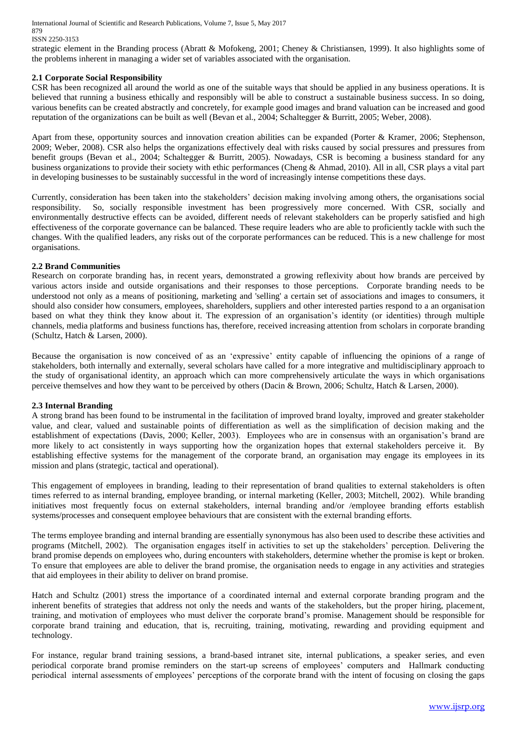strategic element in the Branding process (Abratt & Mofokeng, 2001; Cheney & Christiansen, 1999). It also highlights some of the problems inherent in managing a wider set of variables associated with the organisation.

### 2.1 Corporate Social Responsibility

CSR has been recognized all around the world as one of the suitable ways that should be applied in any business operations. It is believed that running a business ethically and responsibly will be able to construct a sustainable business success. In so doing, various benefits can be created abstractly and concretely, for example good images and brand valuation can be increased and good reputation of the organizations can be built as well (Bevan et al., 2004; Schaltegger & Burritt, 2005; Weber, 2008).

Apart from these, opportunity sources and innovation creation abilities can be expanded (Porter & Kramer, 2006; Stephenson, 2009; Weber, 2008). CSR also helps the organizations effectively deal with risks caused by social pressures and pressures from benefit groups (Bevan et al., 2004; Schaltegger & Burritt, 2005). Nowadays, CSR is becoming a business standard for any business organizations to provide their society with ethic performances (Cheng & Ahmad, 2010). All in all, CSR plays a vital part in developing businesses to be sustainably successful in the word of increasingly intense competitions these days.

Currently, consideration has been taken into the stakeholders' decision making involving among others, the organisations social responsibility. So, socially responsible investment has been progressively more concerned. With CSR, socially and environmentally destructive effects can be avoided, different needs of relevant stakeholders can be properly satisfied and high effectiveness of the corporate governance can be balanced. These require leaders who are able to proficiently tackle with such the changes. With the qualified leaders, any risks out of the corporate performances can be reduced. This is a new challenge for most organisations.

### 2.2 Brand Communities

Research on corporate branding has, in recent years, demonstrated a growing reflexivity about how brands are perceived by various actors inside and outside organisations and their responses to those perceptions. Corporate branding needs to be understood not only as a means of positioning, marketing and 'selling' a certain set of associations and images to consumers, it should also consider how consumers, employees, shareholders, suppliers and other interested parties respond to a an organisation based on what they think they know about it. The expression of an organisation's identity (or identities) through multiple channels, media platforms and business functions has, therefore, received increasing attention from scholars in corporate branding (Schultz, Hatch & Larsen, 2000).

Because the organisation is now conceived of as an 'expressive' entity capable of influencing the opinions of a range of stakeholders, both internally and externally, several scholars have called for a more integrative and multidisciplinary approach to the study of organisational identity, an approach which can more comprehensively articulate the ways in which organisations perceive themselves and how they want to be perceived by others (Dacin & Brown, 2006; Schultz, Hatch & Larsen, 2000).

### 2.3 Internal Branding

A strong brand has been found to be instrumental in the facilitation of improved brand loyalty, improved and greater stakeholder value, and clear, valued and sustainable points of differentiation as well as the simplification of decision making and the establishment of expectations (Davis, 2000; Keller, 2003). Employees who are in consensus with an organisation's brand are more likely to act consistently in ways supporting how the organization hopes that external stakeholders perceive it. By establishing effective systems for the management of the corporate brand, an organisation may engage its employees in its mission and plans (strategic, tactical and operational).

This engagement of employees in branding, leading to their representation of brand qualities to external stakeholders is often times referred to as internal branding, employee branding, or internal marketing (Keller, 2003; Mitchell, 2002). While branding initiatives most frequently focus on external stakeholders, internal branding and/or /employee branding efforts establish systems/processes and consequent employee behaviours that are consistent with the external branding efforts.

The terms employee branding and internal branding are essentially synonymous has also been used to describe these activities and programs (Mitchell, 2002). The organisation engages itself in activities to set up the stakeholders' perception. Delivering the brand promise depends on employees who, during encounters with stakeholders, determine whether the promise is kept or broken. To ensure that employees are able to deliver the brand promise, the organisation needs to engage in any activities and strategies that aid employees in their ability to deliver on brand promise.

Hatch and Schultz (2001) stress the importance of a coordinated internal and external corporate branding program and the inherent benefits of strategies that address not only the needs and wants of the stakeholders, but the proper hiring, placement, training, and motivation of employees who must deliver the corporate brand's promise. Management should be responsible for corporate brand training and education, that is, recruiting, training, motivating, rewarding and providing equipment and technology.

For instance, regular brand training sessions, a brand-based intranet site, internal publications, a speaker series, and even periodical corporate brand promise reminders on the start-up screens of employees' computers and Hallmark conducting periodical internal assessments of employees' perceptions of the corporate brand with the intent of focusing on closing the gaps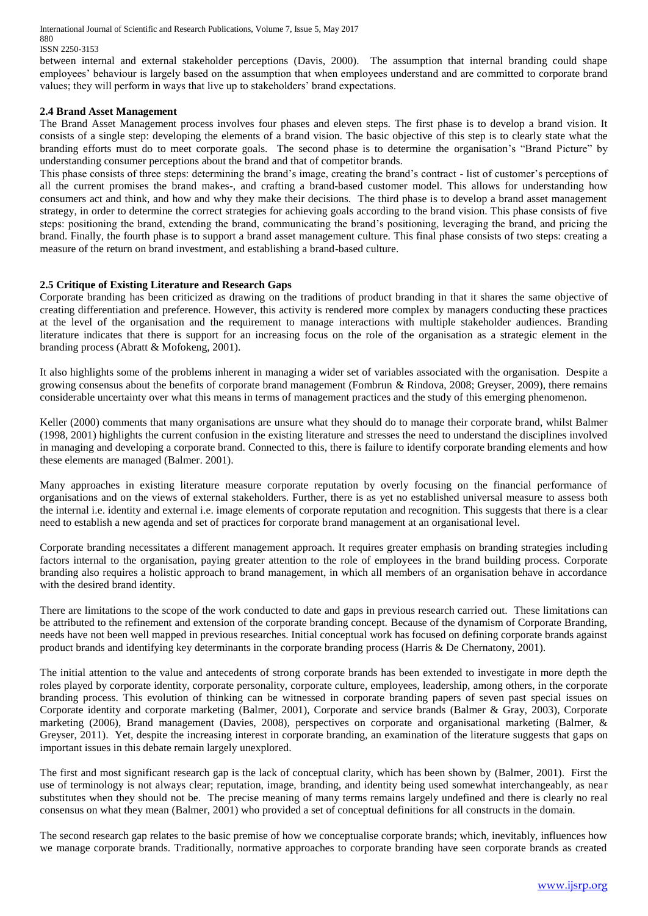between internal and external stakeholder perceptions (Davis, 2000). The assumption that internal branding could shape employees' behaviour is largely based on the assumption that when employees understand and are committed to corporate brand values; they will perform in ways that live up to stakeholders' brand expectations.

### 2.4 Brand Asset Management

The Brand Asset Management process involves four phases and eleven steps. The first phase is to develop a brand vision. It consists of a single step: developing the elements of a brand vision. The basic objective of this step is to clearly state what the branding efforts must do to meet corporate goals. The second phase is to determine the organisation's "Brand Picture" by understanding consumer perceptions about the brand and that of competitor brands.

This phase consists of three steps: determining the brand's image, creating the brand's contract - list of customer's perceptions of all the current promises the brand makes-, and crafting a brand-based customer model. This allows for understanding how consumers act and think, and how and why they make their decisions. The third phase is to develop a brand asset management strategy, in order to determine the correct strategies for achieving goals according to the brand vision. This phase consists of five steps: positioning the brand, extending the brand, communicating the brand's positioning, leveraging the brand, and pricing the brand. Finally, the fourth phase is to support a brand asset management culture. This final phase consists of two steps: creating a measure of the return on brand investment, and establishing a brand-based culture.

### 2.5 Critique of Existing Literature and Research Gaps

Corporate branding has been criticized as drawing on the traditions of product branding in that it shares the same objective of creating differentiation and preference. However, this activity is rendered more complex by managers conducting these practices at the level of the organisation and the requirement to manage interactions with multiple stakeholder audiences. Branding literature indicates that there is support for an increasing focus on the role of the organisation as a strategic element in the branding process (Abratt & Mofokeng, 2001).

It also highlights some of the problems inherent in managing a wider set of variables associated with the organisation. Despite a growing consensus about the benefits of corporate brand management (Fombrun & Rindova, 2008; Greyser, 2009), there remains considerable uncertainty over what this means in terms of management practices and the study of this emerging phenomenon.

Keller (2000) comments that many organisations are unsure what they should do to manage their corporate brand, whilst Balmer (1998, 2001) highlights the current confusion in the existing literature and stresses the need to understand the disciplines involved in managing and developing a corporate brand. Connected to this, there is failure to identify corporate branding elements and how these elements are managed (Balmer. 2001).

Many approaches in existing literature measure corporate reputation by overly focusing on the financial performance of organisations and on the views of external stakeholders. Further, there is as yet no established universal measure to assess both the internal i.e. identity and external i.e. image elements of corporate reputation and recognition. This suggests that there is a clear need to establish a new agenda and set of practices for corporate brand management at an organisational level.

Corporate branding necessitates a different management approach. It requires greater emphasis on branding strategies including factors internal to the organisation, paying greater attention to the role of employees in the brand building process. Corporate branding also requires a holistic approach to brand management, in which all members of an organisation behave in accordance with the desired brand identity.

There are limitations to the scope of the work conducted to date and gaps in previous research carried out. These limitations can be attributed to the refinement and extension of the corporate branding concept. Because of the dynamism of Corporate Branding, needs have not been well mapped in previous researches. Initial conceptual work has focused on defining corporate brands against product brands and identifying key determinants in the corporate branding process (Harris & De Chernatony, 2001).

The initial attention to the value and antecedents of strong corporate brands has been extended to investigate in more depth the roles played by corporate identity, corporate personality, corporate culture, employees, leadership, among others, in the corporate branding process. This evolution of thinking can be witnessed in corporate branding papers of seven past special issues on Corporate identity and corporate marketing (Balmer, 2001), Corporate and service brands (Balmer & Gray, 2003), Corporate marketing (2006), Brand management (Davies, 2008), perspectives on corporate and organisational marketing (Balmer, & Greyser, 2011). Yet, despite the increasing interest in corporate branding, an examination of the literature suggests that gaps on important issues in this debate remain largely unexplored.

The first and most significant research gap is the lack of conceptual clarity, which has been shown by (Balmer, 2001). First the use of terminology is not always clear; reputation, image, branding, and identity being used somewhat interchangeably, as near substitutes when they should not be. The precise meaning of many terms remains largely undefined and there is clearly no real consensus on what they mean (Balmer, 2001) who provided a set of conceptual definitions for all constructs in the domain.

The second research gap relates to the basic premise of how we conceptualise corporate brands; which, inevitably, influences how we manage corporate brands. Traditionally, normative approaches to corporate branding have seen corporate brands as created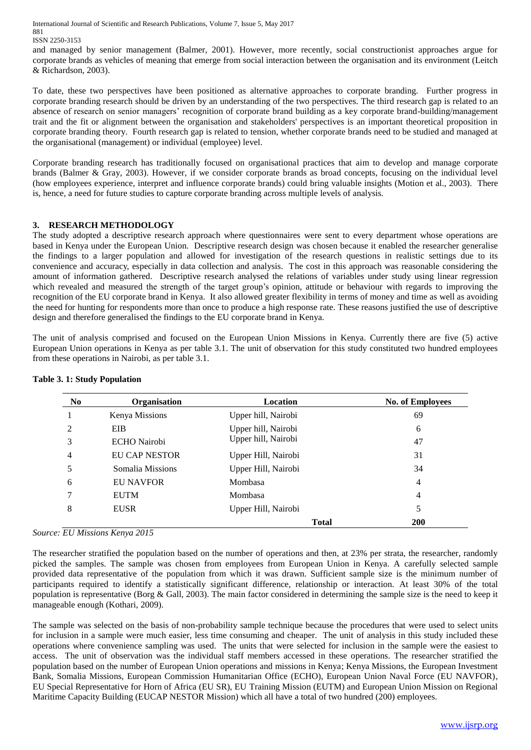and managed by senior management (Balmer, 2001). However, more recently, social constructionist approaches argue for corporate brands as vehicles of meaning that emerge from social interaction between the organisation and its environment (Leitch & Richardson, 2003).

To date, these two perspectives have been positioned as alternative approaches to corporate branding. Further progress in corporate branding research should be driven by an understanding of the two perspectives. The third research gap is related to an absence of research on senior managers' recognition of corporate brand building as a key corporate brand-building/management trait and the fit or alignment between the organisation and stakeholders' perspectives is an important theoretical proposition in corporate branding theory. Fourth research gap is related to tension, whether corporate brands need to be studied and managed at the organisational (management) or individual (employee) level.

Corporate branding research has traditionally focused on organisational practices that aim to develop and manage corporate brands (Balmer & Gray, 2003). However, if we consider corporate brands as broad concepts, focusing on the individual level (how employees experience, interpret and influence corporate brands) could bring valuable insights (Motion et al., 2003). There is, hence, a need for future studies to capture corporate branding across multiple levels of analysis.

## 3. RESEARCH METHODOLOGY

The study adopted a descriptive research approach where questionnaires were sent to every department whose operations are based in Kenya under the European Union. Descriptive research design was chosen because it enabled the researcher generalise the findings to a larger population and allowed for investigation of the research questions in realistic settings due to its convenience and accuracy, especially in data collection and analysis. The cost in this approach was reasonable considering the amount of information gathered. Descriptive research analysed the relations of variables under study using linear regression which revealed and measured the strength of the target group's opinion, attitude or behaviour with regards to improving the recognition of the EU corporate brand in Kenya. It also allowed greater flexibility in terms of money and time as well as avoiding the need for hunting for respondents more than once to produce a high response rate. These reasons justified the use of descriptive design and therefore generalised the findings to the EU corporate brand in Kenya.

The unit of analysis comprised and focused on the European Union Missions in Kenya. Currently there are five (5) active European Union operations in Kenya as per table 3.1. The unit of observation for this study constituted two hundred employees from these operations in Nairobi, as per table 3.1.

**Table 3. 1: Study Population**

| No | Organisation | Location | No. of Employees |
|---|---|---|---|
| 1 | Kenya Missions | Upper hill, Nairobi | 69 |
| 2 | EIB | Upper hill, Nairobi | 6 |
| 3 | ECHO Nairobi | Upper hill, Nairobi | 47 |
| 4 | EU CAP NESTOR | Upper Hill, Nairobi | 31 |
| 5 | Somalia Missions | Upper Hill, Nairobi | 34 |
| 6 | EU NAVFOR | Mombasa | 4 |
| 7 | EUTM | Mombasa | 4 |
| 8 | EUSR | Upper Hill, Nairobi | 5 |
| | | **Total** | **200** |

*Source: EU Missions Kenya 2015*

The researcher stratified the population based on the number of operations and then, at 23% per strata, the researcher, randomly picked the samples. The sample was chosen from employees from European Union in Kenya. A carefully selected sample provided data representative of the population from which it was drawn. Sufficient sample size is the minimum number of participants required to identify a statistically significant difference, relationship or interaction. At least 30% of the total population is representative (Borg & Gall, 2003). The main factor considered in determining the sample size is the need to keep it manageable enough (Kothari, 2009).

The sample was selected on the basis of non-probability sample technique because the procedures that were used to select units for inclusion in a sample were much easier, less time consuming and cheaper. The unit of analysis in this study included these operations where convenience sampling was used. The units that were selected for inclusion in the sample were the easiest to access. The unit of observation was the individual staff members accessed in these operations. The researcher stratified the population based on the number of European Union operations and missions in Kenya; Kenya Missions, the European Investment Bank, Somalia Missions, European Commission Humanitarian Office (ECHO), European Union Naval Force (EU NAVFOR), EU Special Representative for Horn of Africa (EU SR), EU Training Mission (EUTM) and European Union Mission on Regional Maritime Capacity Building (EUCAP NESTOR Mission) which all have a total of two hundred (200) employees.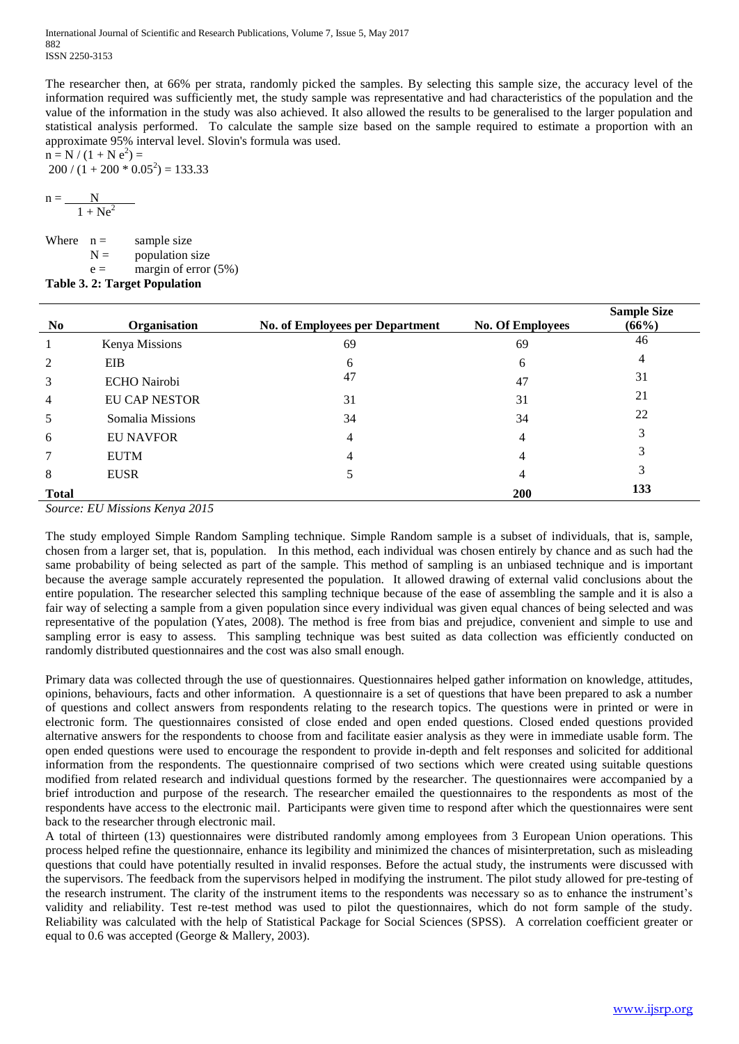The researcher then, at 66% per strata, randomly picked the samples. By selecting this sample size, the accuracy level of the information required was sufficiently met, the study sample was representative and had characteristics of the population and the value of the information in the study was also achieved. It also allowed the results to be generalised to the larger population and statistical analysis performed. To calculate the sample size based on the sample required to estimate a proportion with an approximate 95% interval level. Slovin's formula was used.

$n = N / (1 + N e^2) =$

$200 / (1 + 200 * 0.05^2) = 133.33$

$$n = \frac{N}{1 + Ne^2}$$

Where $n =$ sample size
$N =$ population size
$e =$ margin of error (5%)

**Table 3. 2: Target Population**

| No | Organisation | No. of Employees per Department | No. Of Employees | Sample Size (66%) |
|---|---|---|---|---|
| 1 | Kenya Missions | 69 | 69 | 46 |
| 2 | EIB | 6 | 6 | 4 |
| 3 | ECHO Nairobi | 47 | 47 | 31 |
| 4 | EU CAP NESTOR | 31 | 31 | 21 |
| 5 | Somalia Missions | 34 | 34 | 22 |
| 6 | EU NAVFOR | 4 | 4 | 3 |
| 7 | EUTM | 4 | 4 | 3 |
| 8 | EUSR | 5 | 4 | 3 |
| **Total** | | | **200** | **133** |

*Source: EU Missions Kenya 2015*

The study employed Simple Random Sampling technique. Simple Random sample is a subset of individuals, that is, sample, chosen from a larger set, that is, population. In this method, each individual was chosen entirely by chance and as such had the same probability of being selected as part of the sample. This method of sampling is an unbiased technique and is important because the average sample accurately represented the population. It allowed drawing of external valid conclusions about the entire population. The researcher selected this sampling technique because of the ease of assembling the sample and it is also a fair way of selecting a sample from a given population since every individual was given equal chances of being selected and was representative of the population (Yates, 2008). The method is free from bias and prejudice, convenient and simple to use and sampling error is easy to assess. This sampling technique was best suited as data collection was efficiently conducted on randomly distributed questionnaires and the cost was also small enough.

Primary data was collected through the use of questionnaires. Questionnaires helped gather information on knowledge, attitudes, opinions, behaviours, facts and other information. A questionnaire is a set of questions that have been prepared to ask a number of questions and collect answers from respondents relating to the research topics. The questions were in printed or were in electronic form. The questionnaires consisted of close ended and open ended questions. Closed ended questions provided alternative answers for the respondents to choose from and facilitate easier analysis as they were in immediate usable form. The open ended questions were used to encourage the respondent to provide in-depth and felt responses and solicited for additional information from the respondents. The questionnaire comprised of two sections which were created using suitable questions modified from related research and individual questions formed by the researcher. The questionnaires were accompanied by a brief introduction and purpose of the research. The researcher emailed the questionnaires to the respondents as most of the respondents have access to the electronic mail. Participants were given time to respond after which the questionnaires were sent back to the researcher through electronic mail.

A total of thirteen (13) questionnaires were distributed randomly among employees from 3 European Union operations. This process helped refine the questionnaire, enhance its legibility and minimized the chances of misinterpretation, such as misleading questions that could have potentially resulted in invalid responses. Before the actual study, the instruments were discussed with the supervisors. The feedback from the supervisors helped in modifying the instrument. The pilot study allowed for pre-testing of the research instrument. The clarity of the instrument items to the respondents was necessary so as to enhance the instrument's validity and reliability. Test re-test method was used to pilot the questionnaires, which do not form sample of the study. Reliability was calculated with the help of Statistical Package for Social Sciences (SPSS). A correlation coefficient greater or equal to 0.6 was accepted (George & Mallery, 2003).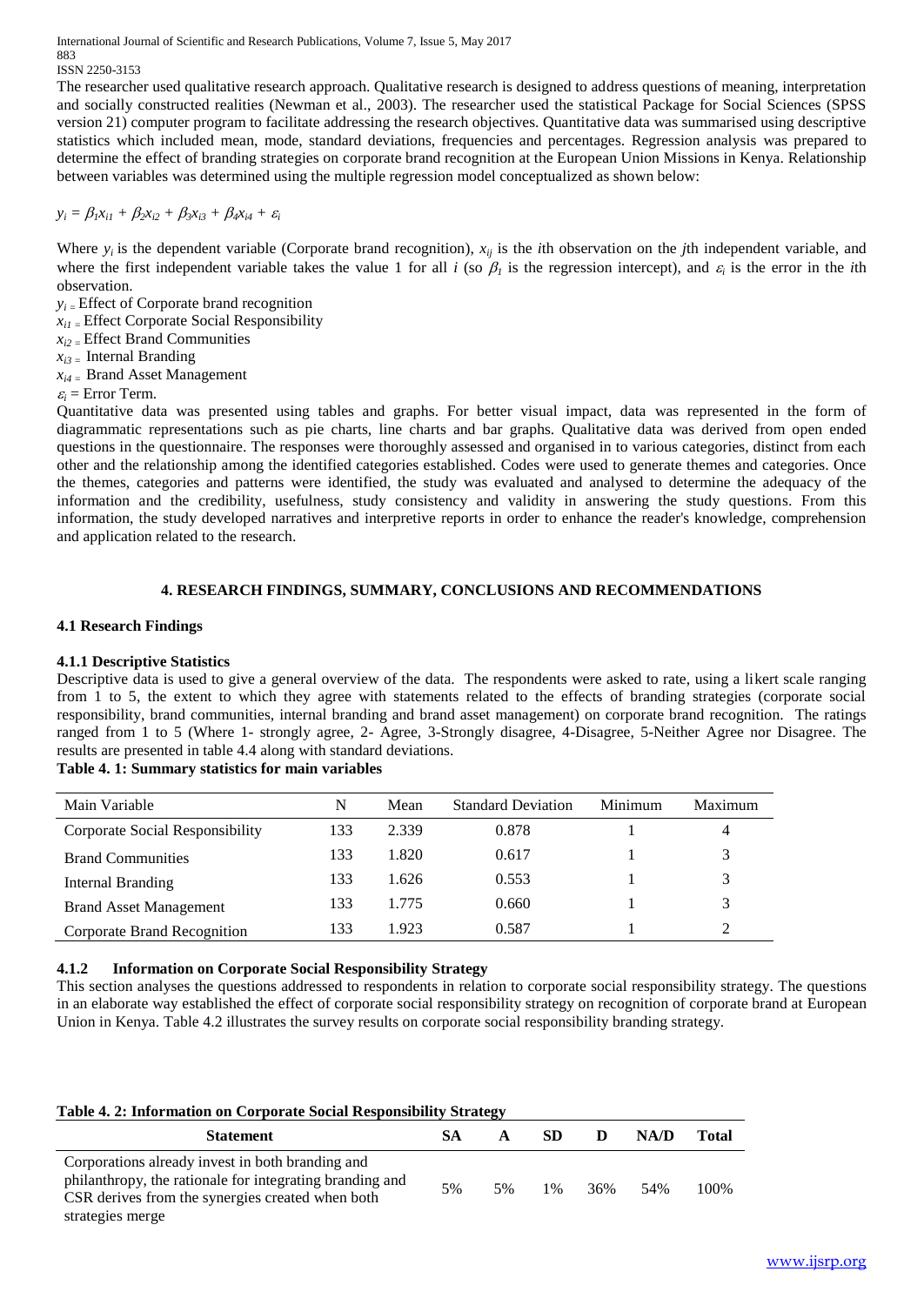The researcher used qualitative research approach. Qualitative research is designed to address questions of meaning, interpretation and socially constructed realities (Newman et al., 2003). The researcher used the statistical Package for Social Sciences (SPSS version 21) computer program to facilitate addressing the research objectives. Quantitative data was summarised using descriptive statistics which included mean, mode, standard deviations, frequencies and percentages. Regression analysis was prepared to determine the effect of branding strategies on corporate brand recognition at the European Union Missions in Kenya. Relationship between variables was determined using the multiple regression model conceptualized as shown below:

$$y_i = \beta_1 x_{i1} + \beta_2 x_{i2} + \beta_3 x_{i3} + \beta_4 x_{i4} + \varepsilon_i$$

Where $y_i$ is the dependent variable (Corporate brand recognition), $x_{ij}$ is the *i*th observation on the *j*th independent variable, and where the first independent variable takes the value 1 for all *i* (so $\beta_1$ is the regression intercept), and $\varepsilon_i$ is the error in the *i*th observation.

$y_i$ = Effect of Corporate brand recognition
$x_{i1}$ = Effect Corporate Social Responsibility
$x_{i2}$ = Effect Brand Communities
$x_{i3}$ = Internal Branding
$x_{i4}$ = Brand Asset Management
$\varepsilon_i$ = Error Term.

Quantitative data was presented using tables and graphs. For better visual impact, data was represented in the form of diagrammatic representations such as pie charts, line charts and bar graphs. Qualitative data was derived from open ended questions in the questionnaire. The responses were thoroughly assessed and organised in to various categories, distinct from each other and the relationship among the identified categories established. Codes were used to generate themes and categories. Once the themes, categories and patterns were identified, the study was evaluated and analysed to determine the adequacy of the information and the credibility, usefulness, study consistency and validity in answering the study questions. From this information, the study developed narratives and interpretive reports in order to enhance the reader's knowledge, comprehension and application related to the research.

## 4. RESEARCH FINDINGS, SUMMARY, CONCLUSIONS AND RECOMMENDATIONS

### 4.1 Research Findings

#### 4.1.1 Descriptive Statistics

Descriptive data is used to give a general overview of the data. The respondents were asked to rate, using a likert scale ranging from 1 to 5, the extent to which they agree with statements related to the effects of branding strategies (corporate social responsibility, brand communities, internal branding and brand asset management) on corporate brand recognition. The ratings ranged from 1 to 5 (Where 1- strongly agree, 2- Agree, 3-Strongly disagree, 4-Disagree, 5-Neither Agree nor Disagree. The results are presented in table 4.4 along with standard deviations.

**Table 4. 1: Summary statistics for main variables**

| Main Variable | N | Mean | Standard Deviation | Minimum | Maximum |
|---|---|---|---|---|---|
| Corporate Social Responsibility | 133 | 2.339 | 0.878 | 1 | 4 |
| Brand Communities | 133 | 1.820 | 0.617 | 1 | 3 |
| Internal Branding | 133 | 1.626 | 0.553 | 1 | 3 |
| Brand Asset Management | 133 | 1.775 | 0.660 | 1 | 3 |
| Corporate Brand Recognition | 133 | 1.923 | 0.587 | 1 | 2 |

#### 4.1.2 Information on Corporate Social Responsibility Strategy

This section analyses the questions addressed to respondents in relation to corporate social responsibility strategy. The questions in an elaborate way established the effect of corporate social responsibility strategy on recognition of corporate brand at European Union in Kenya. Table 4.2 illustrates the survey results on corporate social responsibility branding strategy.

**Table 4. 2: Information on Corporate Social Responsibility Strategy**

| Statement | SA | A | SD | D | NA/D | Total |
|---|---|---|---|---|---|---|
| Corporations already invest in both branding and philanthropy, the rationale for integrating branding and CSR derives from the synergies created when both strategies merge | 5% | 5% | 1% | 36% | 54% | 100% |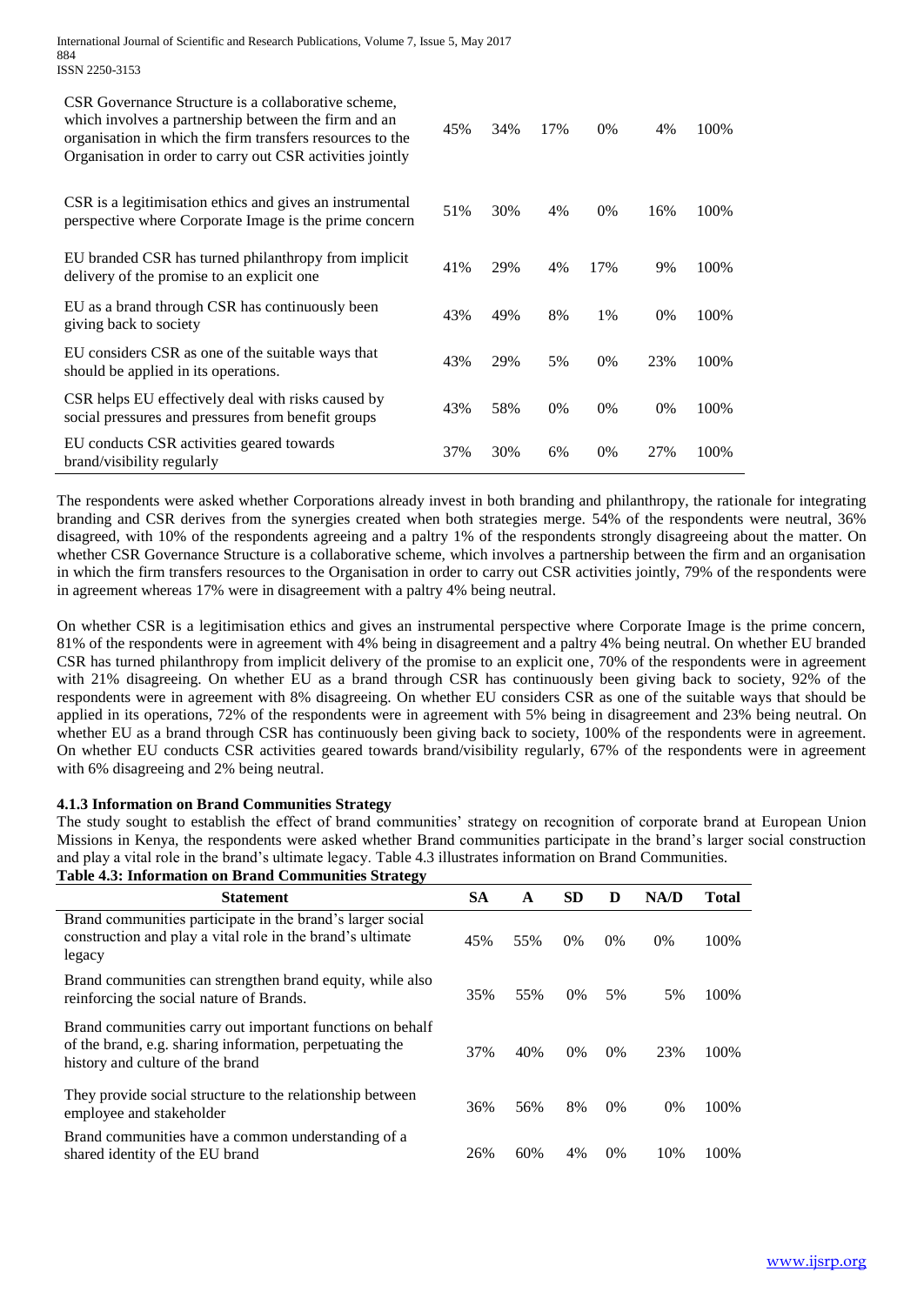| | | | | | | |
|---|---|---|---|---|---|---|
| CSR Governance Structure is a collaborative scheme, which involves a partnership between the firm and an organisation in which the firm transfers resources to the Organisation in order to carry out CSR activities jointly | 45% | 34% | 17% | 0% | 4% | 100% |
| CSR is a legitimisation ethics and gives an instrumental perspective where Corporate Image is the prime concern | 51% | 30% | 4% | 0% | 16% | 100% |
| EU branded CSR has turned philanthropy from implicit delivery of the promise to an explicit one | 41% | 29% | 4% | 17% | 9% | 100% |
| EU as a brand through CSR has continuously been giving back to society | 43% | 49% | 8% | 1% | 0% | 100% |
| EU considers CSR as one of the suitable ways that should be applied in its operations. | 43% | 29% | 5% | 0% | 23% | 100% |
| CSR helps EU effectively deal with risks caused by social pressures and pressures from benefit groups | 43% | 58% | 0% | 0% | 0% | 100% |
| EU conducts CSR activities geared towards brand/visibility regularly | 37% | 30% | 6% | 0% | 27% | 100% |

The respondents were asked whether Corporations already invest in both branding and philanthropy, the rationale for integrating branding and CSR derives from the synergies created when both strategies merge. 54% of the respondents were neutral, 36% disagreed, with 10% of the respondents agreeing and a paltry 1% of the respondents strongly disagreeing about the matter. On whether CSR Governance Structure is a collaborative scheme, which involves a partnership between the firm and an organisation in which the firm transfers resources to the Organisation in order to carry out CSR activities jointly, 79% of the respondents were in agreement whereas 17% were in disagreement with a paltry 4% being neutral.

On whether CSR is a legitimisation ethics and gives an instrumental perspective where Corporate Image is the prime concern, 81% of the respondents were in agreement with 4% being in disagreement and a paltry 4% being neutral. On whether EU branded CSR has turned philanthropy from implicit delivery of the promise to an explicit one, 70% of the respondents were in agreement with 21% disagreeing. On whether EU as a brand through CSR has continuously been giving back to society, 92% of the respondents were in agreement with 8% disagreeing. On whether EU considers CSR as one of the suitable ways that should be applied in its operations, 72% of the respondents were in agreement with 5% being in disagreement and 23% being neutral. On whether EU as a brand through CSR has continuously been giving back to society, 100% of the respondents were in agreement. On whether EU conducts CSR activities geared towards brand/visibility regularly, 67% of the respondents were in agreement with 6% disagreeing and 2% being neutral.

#### 4.1.3 Information on Brand Communities Strategy

The study sought to establish the effect of brand communities' strategy on recognition of corporate brand at European Union Missions in Kenya, the respondents were asked whether Brand communities participate in the brand's larger social construction and play a vital role in the brand's ultimate legacy. Table 4.3 illustrates information on Brand Communities.

**Table 4.3: Information on Brand Communities Strategy**

| Statement | SA | A | SD | D | NA/D | Total |
|---|---|---|---|---|---|---|
| Brand communities participate in the brand's larger social construction and play a vital role in the brand's ultimate legacy | 45% | 55% | 0% | 0% | 0% | 100% |
| Brand communities can strengthen brand equity, while also reinforcing the social nature of Brands. | 35% | 55% | 0% | 5% | 5% | 100% |
| Brand communities carry out important functions on behalf of the brand, e.g. sharing information, perpetuating the history and culture of the brand | 37% | 40% | 0% | 0% | 23% | 100% |
| They provide social structure to the relationship between employee and stakeholder | 36% | 56% | 8% | 0% | 0% | 100% |
| Brand communities have a common understanding of a shared identity of the EU brand | 26% | 60% | 4% | 0% | 10% | 100% |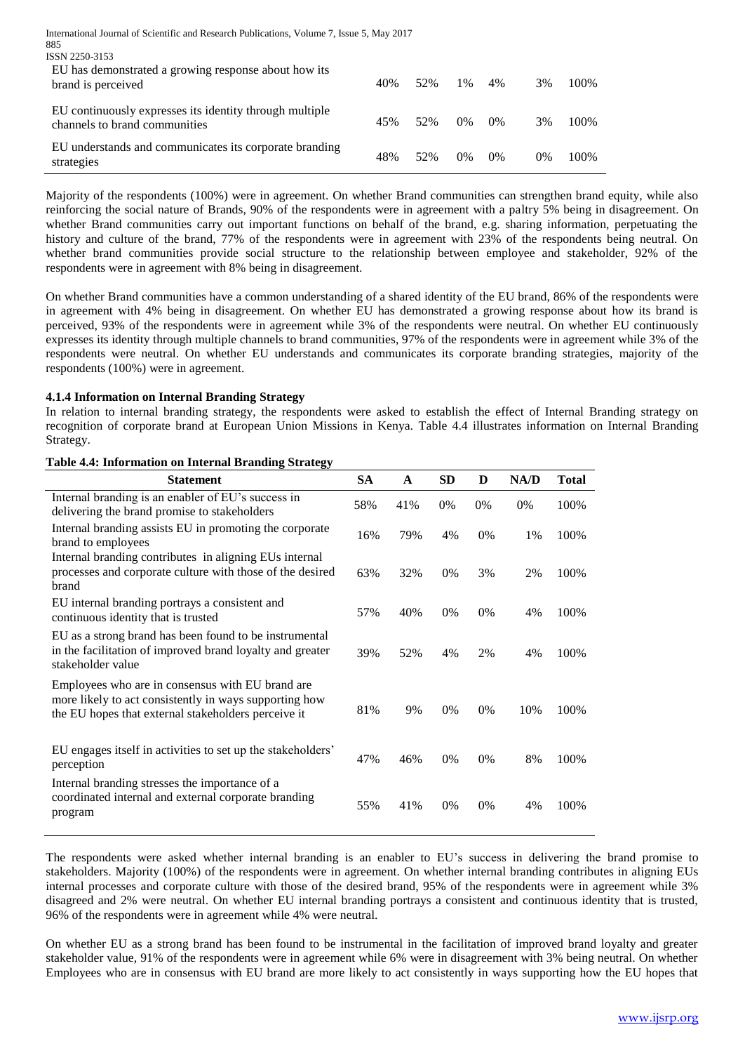| | | | | | | |
|---|---|---|---|---|---|---|
| EU has demonstrated a growing response about how its brand is perceived | 40% | 52% | 1% | 4% | 3% | 100% |
| EU continuously expresses its identity through multiple channels to brand communities | 45% | 52% | 0% | 0% | 3% | 100% |
| EU understands and communicates its corporate branding strategies | 48% | 52% | 0% | 0% | 0% | 100% |

Majority of the respondents (100%) were in agreement. On whether Brand communities can strengthen brand equity, while also reinforcing the social nature of Brands, 90% of the respondents were in agreement with a paltry 5% being in disagreement. On whether Brand communities carry out important functions on behalf of the brand, e.g. sharing information, perpetuating the history and culture of the brand, 77% of the respondents were in agreement with 23% of the respondents being neutral. On whether brand communities provide social structure to the relationship between employee and stakeholder, 92% of the respondents were in agreement with 8% being in disagreement.

On whether Brand communities have a common understanding of a shared identity of the EU brand, 86% of the respondents were in agreement with 4% being in disagreement. On whether EU has demonstrated a growing response about how its brand is perceived, 93% of the respondents were in agreement while 3% of the respondents were neutral. On whether EU continuously expresses its identity through multiple channels to brand communities, 97% of the respondents were in agreement while 3% of the respondents were neutral. On whether EU understands and communicates its corporate branding strategies, majority of the respondents (100%) were in agreement.

### 4.1.4 Information on Internal Branding Strategy

In relation to internal branding strategy, the respondents were asked to establish the effect of Internal Branding strategy on recognition of corporate brand at European Union Missions in Kenya. Table 4.4 illustrates information on Internal Branding Strategy.

**Table 4.4: Information on Internal Branding Strategy**

| Statement | SA | A | SD | D | NA/D | Total |
|---|---|---|---|---|---|---|
| Internal branding is an enabler of EU's success in delivering the brand promise to stakeholders | 58% | 41% | 0% | 0% | 0% | 100% |
| Internal branding assists EU in promoting the corporate brand to employees | 16% | 79% | 4% | 0% | 1% | 100% |
| Internal branding contributes in aligning EUs internal processes and corporate culture with those of the desired brand | 63% | 32% | 0% | 3% | 2% | 100% |
| EU internal branding portrays a consistent and continuous identity that is trusted | 57% | 40% | 0% | 0% | 4% | 100% |
| EU as a strong brand has been found to be instrumental in the facilitation of improved brand loyalty and greater stakeholder value | 39% | 52% | 4% | 2% | 4% | 100% |
| Employees who are in consensus with EU brand are more likely to act consistently in ways supporting how the EU hopes that external stakeholders perceive it | 81% | 9% | 0% | 0% | 10% | 100% |
| EU engages itself in activities to set up the stakeholders' perception | 47% | 46% | 0% | 0% | 8% | 100% |
| Internal branding stresses the importance of a coordinated internal and external corporate branding program | 55% | 41% | 0% | 0% | 4% | 100% |

The respondents were asked whether internal branding is an enabler to EU's success in delivering the brand promise to stakeholders. Majority (100%) of the respondents were in agreement. On whether internal branding contributes in aligning EUs internal processes and corporate culture with those of the desired brand, 95% of the respondents were in agreement while 3% disagreed and 2% were neutral. On whether EU internal branding portrays a consistent and continuous identity that is trusted, 96% of the respondents were in agreement while 4% were neutral.

On whether EU as a strong brand has been found to be instrumental in the facilitation of improved brand loyalty and greater stakeholder value, 91% of the respondents were in agreement while 6% were in disagreement with 3% being neutral. On whether Employees who are in consensus with EU brand are more likely to act consistently in ways supporting how the EU hopes that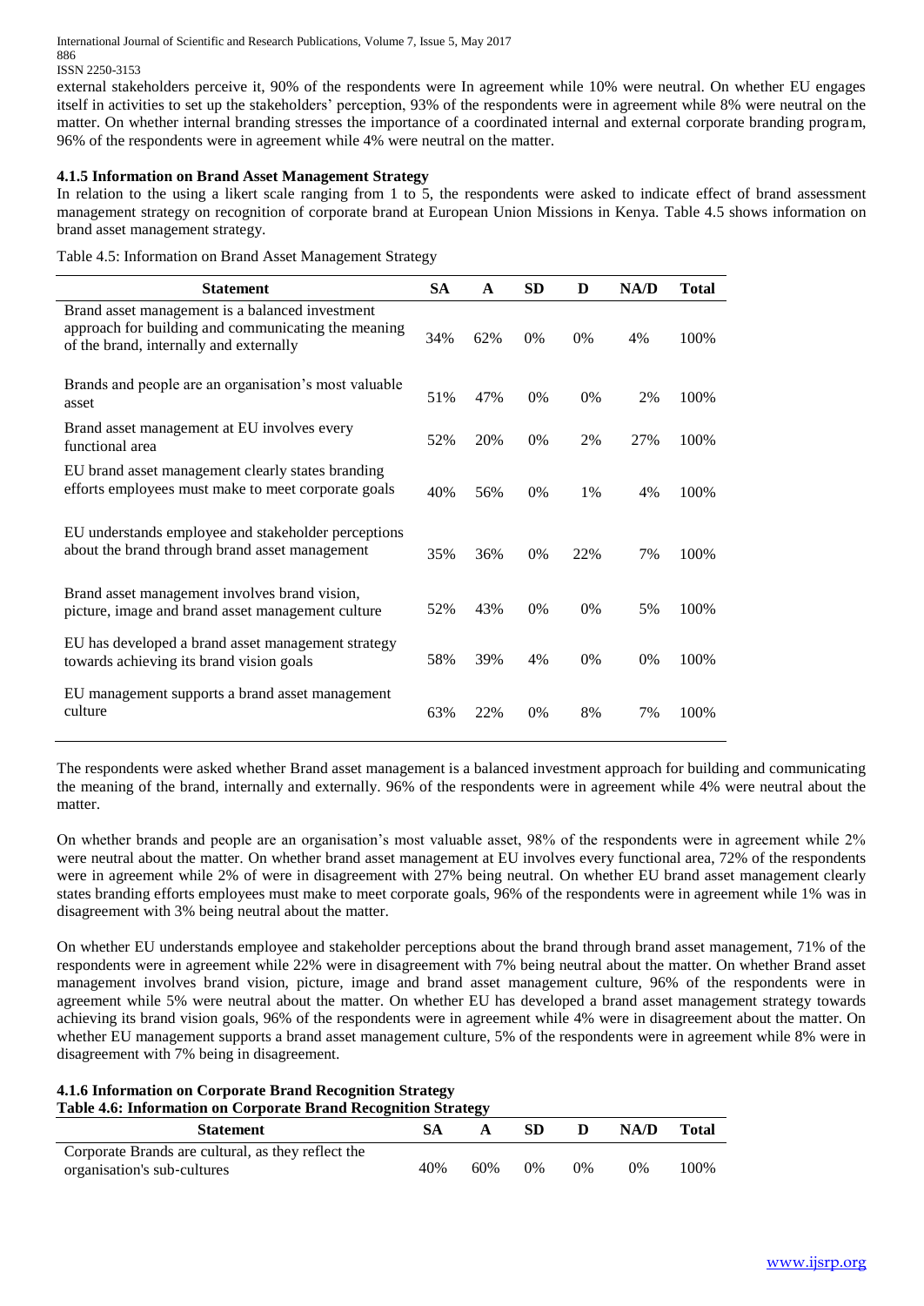external stakeholders perceive it, 90% of the respondents were In agreement while 10% were neutral. On whether EU engages itself in activities to set up the stakeholders' perception, 93% of the respondents were in agreement while 8% were neutral on the matter. On whether internal branding stresses the importance of a coordinated internal and external corporate branding program, 96% of the respondents were in agreement while 4% were neutral on the matter.

### 4.1.5 Information on Brand Asset Management Strategy

In relation to the using a likert scale ranging from 1 to 5, the respondents were asked to indicate effect of brand assessment management strategy on recognition of corporate brand at European Union Missions in Kenya. Table 4.5 shows information on brand asset management strategy.

Table 4.5: Information on Brand Asset Management Strategy

| Statement | SA | A | SD | D | NA/D | Total |
|---|---|---|---|---|---|---|
| Brand asset management is a balanced investment approach for building and communicating the meaning of the brand, internally and externally | 34% | 62% | 0% | 0% | 4% | 100% |
| Brands and people are an organisation's most valuable asset | 51% | 47% | 0% | 0% | 2% | 100% |
| Brand asset management at EU involves every functional area | 52% | 20% | 0% | 2% | 27% | 100% |
| EU brand asset management clearly states branding efforts employees must make to meet corporate goals | 40% | 56% | 0% | 1% | 4% | 100% |
| EU understands employee and stakeholder perceptions about the brand through brand asset management | 35% | 36% | 0% | 22% | 7% | 100% |
| Brand asset management involves brand vision, picture, image and brand asset management culture | 52% | 43% | 0% | 0% | 5% | 100% |
| EU has developed a brand asset management strategy towards achieving its brand vision goals | 58% | 39% | 4% | 0% | 0% | 100% |
| EU management supports a brand asset management culture | 63% | 22% | 0% | 8% | 7% | 100% |

The respondents were asked whether Brand asset management is a balanced investment approach for building and communicating the meaning of the brand, internally and externally. 96% of the respondents were in agreement while 4% were neutral about the matter.

On whether brands and people are an organisation's most valuable asset, 98% of the respondents were in agreement while 2% were neutral about the matter. On whether brand asset management at EU involves every functional area, 72% of the respondents were in agreement while 2% of were in disagreement with 27% being neutral. On whether EU brand asset management clearly states branding efforts employees must make to meet corporate goals, 96% of the respondents were in agreement while 1% was in disagreement with 3% being neutral about the matter.

On whether EU understands employee and stakeholder perceptions about the brand through brand asset management, 71% of the respondents were in agreement while 22% were in disagreement with 7% being neutral about the matter. On whether Brand asset management involves brand vision, picture, image and brand asset management culture, 96% of the respondents were in agreement while 5% were neutral about the matter. On whether EU has developed a brand asset management strategy towards achieving its brand vision goals, 96% of the respondents were in agreement while 4% were in disagreement about the matter. On whether EU management supports a brand asset management culture, 5% of the respondents were in agreement while 8% were in disagreement with 7% being in disagreement.

### 4.1.6 Information on Corporate Brand Recognition Strategy

**Table 4.6: Information on Corporate Brand Recognition Strategy**

| Statement | SA | A | SD | D | NA/D | Total |
|---|---|---|---|---|---|---|
| Corporate Brands are cultural, as they reflect the organisation's sub-cultures | 40% | 60% | 0% | 0% | 0% | 100% |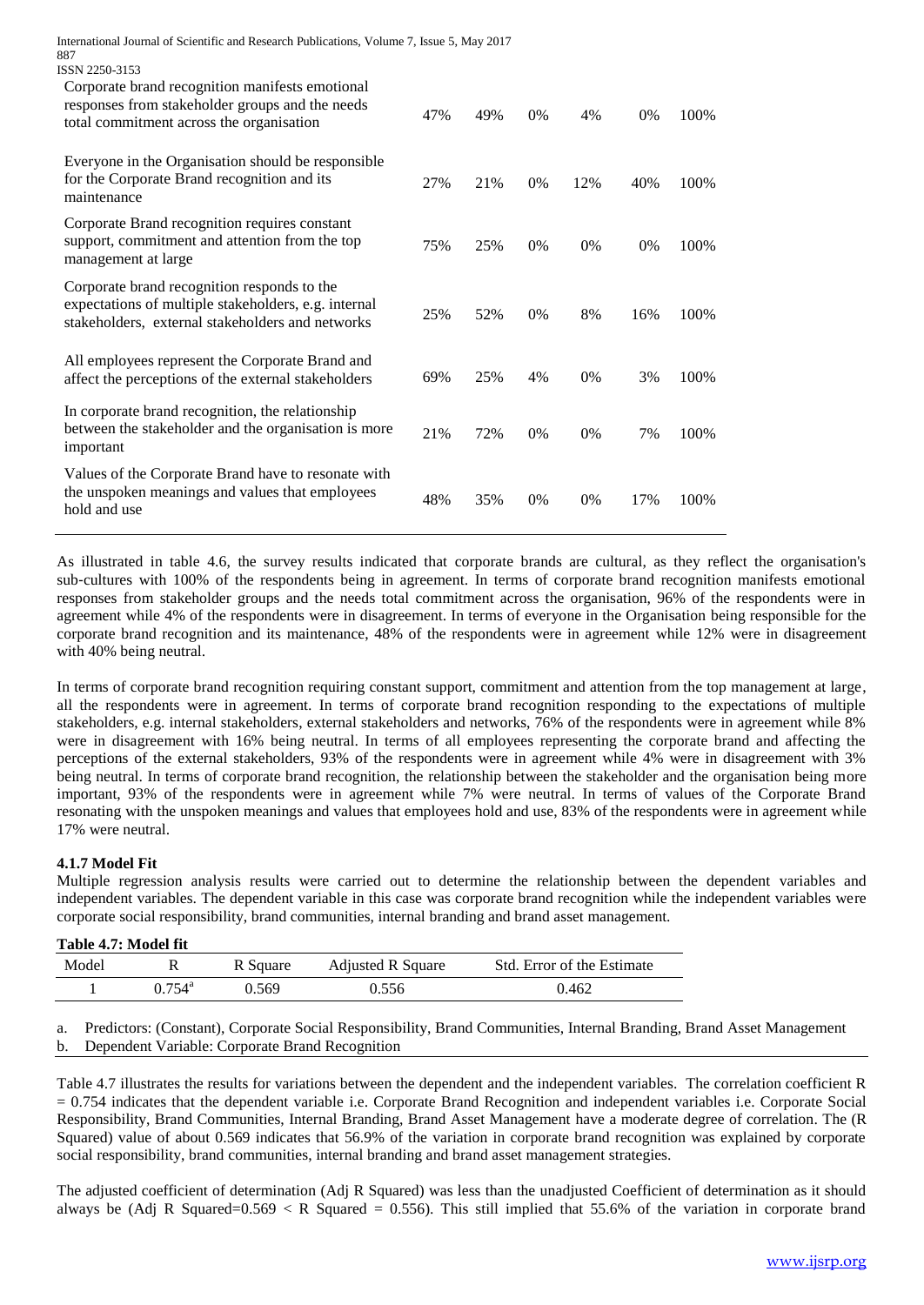| | | | | | | |
|---|---|---|---|---|---|---|
| Corporate brand recognition manifests emotional responses from stakeholder groups and the needs total commitment across the organisation | 47% | 49% | 0% | 4% | 0% | 100% |
| Everyone in the Organisation should be responsible for the Corporate Brand recognition and its maintenance | 27% | 21% | 0% | 12% | 40% | 100% |
| Corporate Brand recognition requires constant support, commitment and attention from the top management at large | 75% | 25% | 0% | 0% | 0% | 100% |
| Corporate brand recognition responds to the expectations of multiple stakeholders, e.g. internal stakeholders, external stakeholders and networks | 25% | 52% | 0% | 8% | 16% | 100% |
| All employees represent the Corporate Brand and affect the perceptions of the external stakeholders | 69% | 25% | 4% | 0% | 3% | 100% |
| In corporate brand recognition, the relationship between the stakeholder and the organisation is more important | 21% | 72% | 0% | 0% | 7% | 100% |
| Values of the Corporate Brand have to resonate with the unspoken meanings and values that employees hold and use | 48% | 35% | 0% | 0% | 17% | 100% |

As illustrated in table 4.6, the survey results indicated that corporate brands are cultural, as they reflect the organisation's sub-cultures with 100% of the respondents being in agreement. In terms of corporate brand recognition manifests emotional responses from stakeholder groups and the needs total commitment across the organisation, 96% of the respondents were in agreement while 4% of the respondents were in disagreement. In terms of everyone in the Organisation being responsible for the corporate brand recognition and its maintenance, 48% of the respondents were in agreement while 12% were in disagreement with 40% being neutral.

In terms of corporate brand recognition requiring constant support, commitment and attention from the top management at large, all the respondents were in agreement. In terms of corporate brand recognition responding to the expectations of multiple stakeholders, e.g. internal stakeholders, external stakeholders and networks, 76% of the respondents were in agreement while 8% were in disagreement with 16% being neutral. In terms of all employees representing the corporate brand and affecting the perceptions of the external stakeholders, 93% of the respondents were in agreement while 4% were in disagreement with 3% being neutral. In terms of corporate brand recognition, the relationship between the stakeholder and the organisation being more important, 93% of the respondents were in agreement while 7% were neutral. In terms of values of the Corporate Brand resonating with the unspoken meanings and values that employees hold and use, 83% of the respondents were in agreement while 17% were neutral.

### 4.1.7 Model Fit

Multiple regression analysis results were carried out to determine the relationship between the dependent variables and independent variables. The dependent variable in this case was corporate brand recognition while the independent variables were corporate social responsibility, brand communities, internal branding and brand asset management.

**Table 4.7: Model fit**

| Model | R | R Square | Adjusted R Square | Std. Error of the Estimate |
|---|---|---|---|---|
| 1 | 0.754[a] | 0.569 | 0.556 | 0.462 |

a. Predictors: (Constant), Corporate Social Responsibility, Brand Communities, Internal Branding, Brand Asset Management
b. Dependent Variable: Corporate Brand Recognition

Table 4.7 illustrates the results for variations between the dependent and the independent variables. The correlation coefficient R = 0.754 indicates that the dependent variable i.e. Corporate Brand Recognition and independent variables i.e. Corporate Social Responsibility, Brand Communities, Internal Branding, Brand Asset Management have a moderate degree of correlation. The (R Squared) value of about 0.569 indicates that 56.9% of the variation in corporate brand recognition was explained by corporate social responsibility, brand communities, internal branding and brand asset management strategies.

The adjusted coefficient of determination (Adj R Squared) was less than the unadjusted Coefficient of determination as it should always be (Adj R Squared=0.569 < R Squared = 0.556). This still implied that 55.6% of the variation in corporate brand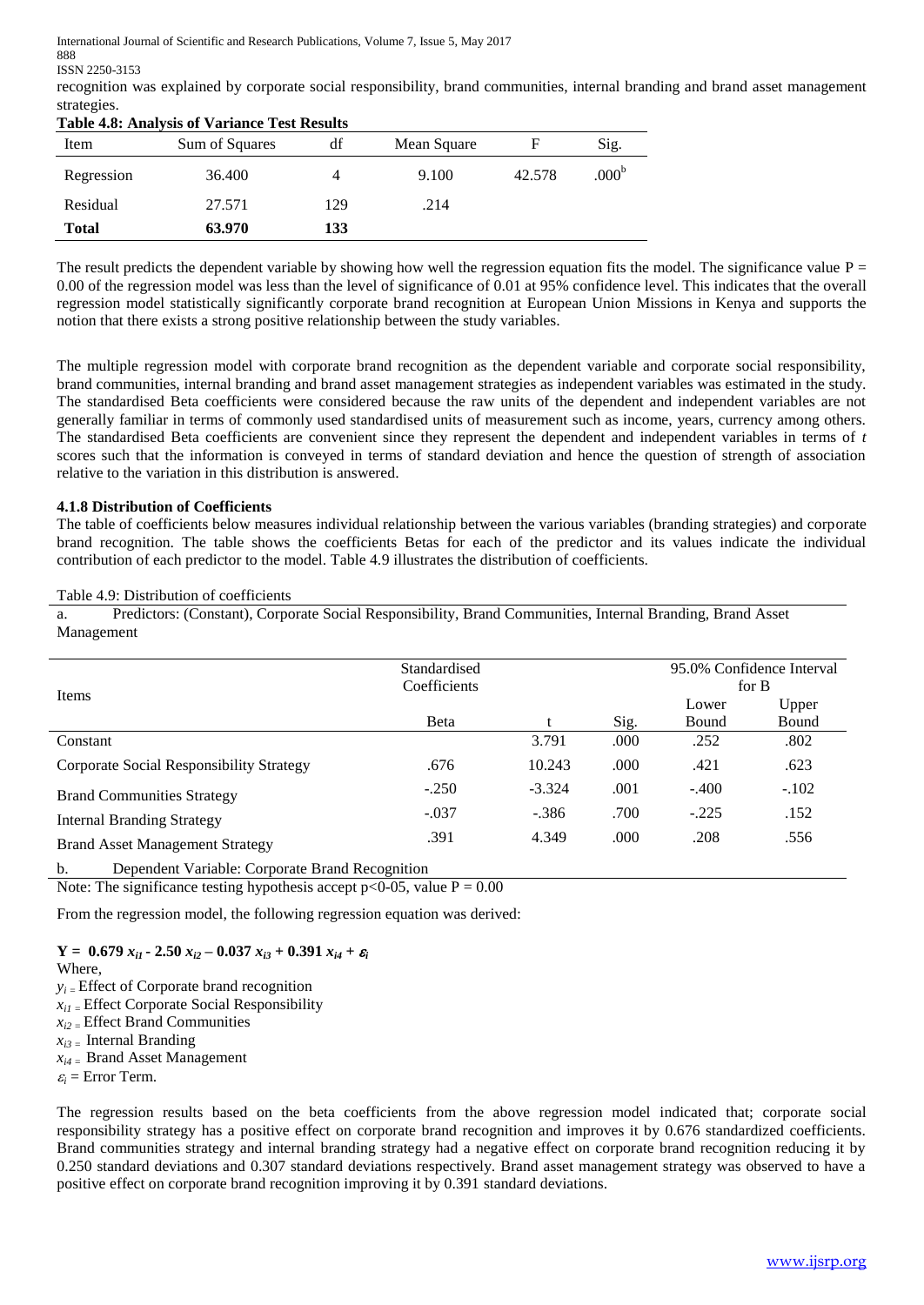recognition was explained by corporate social responsibility, brand communities, internal branding and brand asset management strategies.

**Table 4.8: Analysis of Variance Test Results**

| Item | Sum of Squares | df | Mean Square | F | Sig. |
|---|---|---|---|---|---|
| Regression | 36.400 | 4 | 9.100 | 42.578 | .000[b] |
| Residual | 27.571 | 129 | .214 | | |
| **Total** | **63.970** | **133** | | | |

The result predicts the dependent variable by showing how well the regression equation fits the model. The significance value P = 0.00 of the regression model was less than the level of significance of 0.01 at 95% confidence level. This indicates that the overall regression model statistically significantly corporate brand recognition at European Union Missions in Kenya and supports the notion that there exists a strong positive relationship between the study variables.

The multiple regression model with corporate brand recognition as the dependent variable and corporate social responsibility, brand communities, internal branding and brand asset management strategies as independent variables was estimated in the study. The standardised Beta coefficients were considered because the raw units of the dependent and independent variables are not generally familiar in terms of commonly used standardised units of measurement such as income, years, currency among others. The standardised Beta coefficients are convenient since they represent the dependent and independent variables in terms of *t* scores such that the information is conveyed in terms of standard deviation and hence the question of strength of association relative to the variation in this distribution is answered.

### 4.1.8 Distribution of Coefficients

The table of coefficients below measures individual relationship between the various variables (branding strategies) and corporate brand recognition. The table shows the coefficients Betas for each of the predictor and its values indicate the individual contribution of each predictor to the model. Table 4.9 illustrates the distribution of coefficients.

Table 4.9: Distribution of coefficients

a. Predictors: (Constant), Corporate Social Responsibility, Brand Communities, Internal Branding, Brand Asset Management

| Items | Standardised Coefficients | | | 95.0% Confidence Interval for B | |
|---|---|---|---|---|---|
| | Beta | t | Sig. | Lower Bound | Upper Bound |
| Constant | | 3.791 | .000 | .252 | .802 |
| Corporate Social Responsibility Strategy | .676 | 10.243 | .000 | .421 | .623 |
| Brand Communities Strategy | -.250 | -3.324 | .001 | -.400 | -.102 |
| Internal Branding Strategy | -.037 | -.386 | .700 | -.225 | .152 |
| Brand Asset Management Strategy | .391 | 4.349 | .000 | .208 | .556 |

b. Dependent Variable: Corporate Brand Recognition

Note: The significance testing hypothesis accept p<0-05, value P = 0.00

From the regression model, the following regression equation was derived:

$$\mathbf{Y = 0.679\, x_{i1} - 2.50\, x_{i2} - 0.037\, x_{i3} + 0.391\, x_{i4} + \varepsilon_i}$$

Where,

$y_i$ = Effect of Corporate brand recognition

$x_{i1}$ = Effect Corporate Social Responsibility

$x_{i2}$ = Effect Brand Communities

$x_{i3}$ = Internal Branding

$x_{i4}$ = Brand Asset Management

$\varepsilon_i$ = Error Term.

The regression results based on the beta coefficients from the above regression model indicated that; corporate social responsibility strategy has a positive effect on corporate brand recognition and improves it by 0.676 standardized coefficients. Brand communities strategy and internal branding strategy had a negative effect on corporate brand recognition reducing it by 0.250 standard deviations and 0.307 standard deviations respectively. Brand asset management strategy was observed to have a positive effect on corporate brand recognition improving it by 0.391 standard deviations.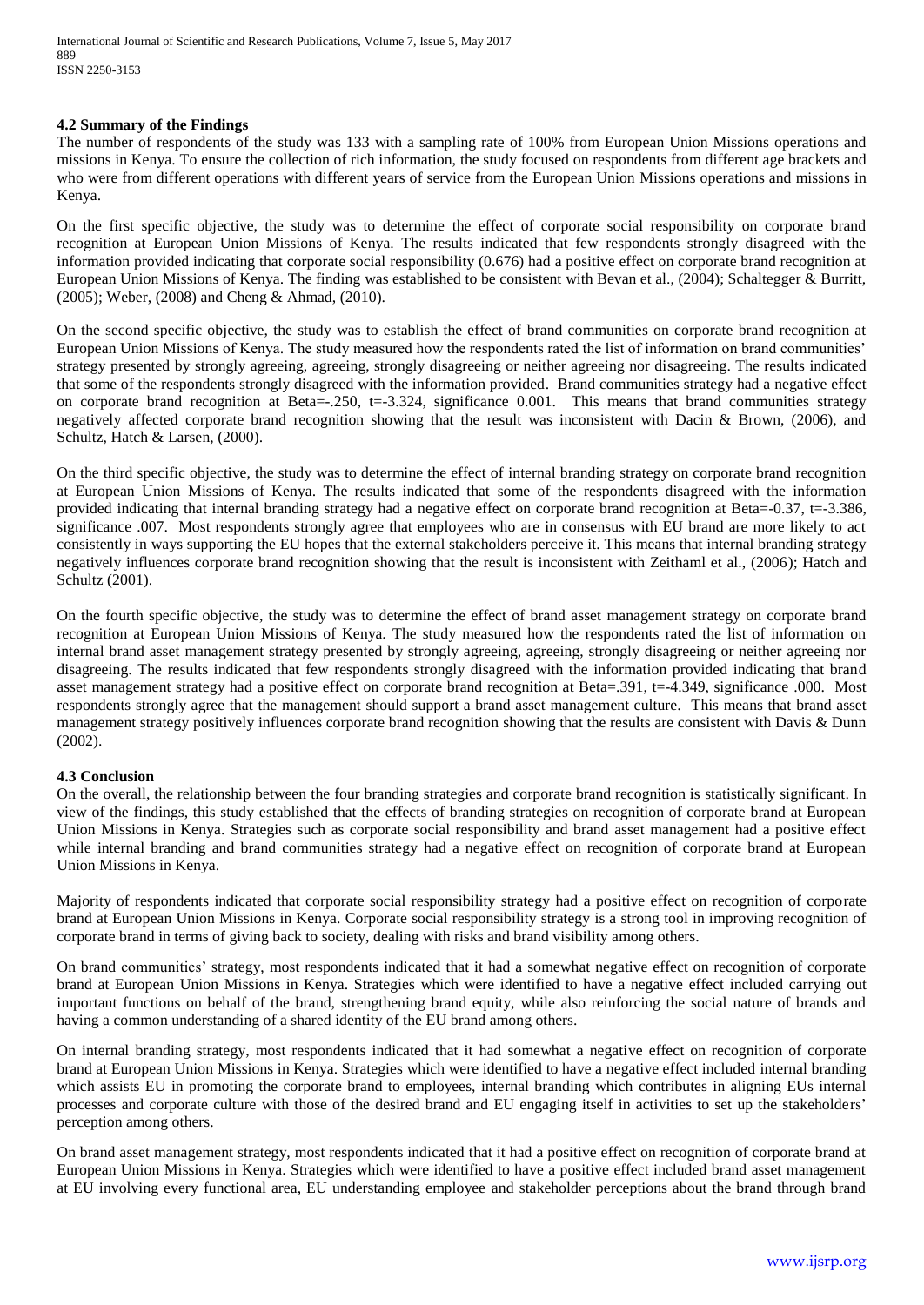### 4.2 Summary of the Findings

The number of respondents of the study was 133 with a sampling rate of 100% from European Union Missions operations and missions in Kenya. To ensure the collection of rich information, the study focused on respondents from different age brackets and who were from different operations with different years of service from the European Union Missions operations and missions in Kenya.

On the first specific objective, the study was to determine the effect of corporate social responsibility on corporate brand recognition at European Union Missions of Kenya. The results indicated that few respondents strongly disagreed with the information provided indicating that corporate social responsibility (0.676) had a positive effect on corporate brand recognition at European Union Missions of Kenya. The finding was established to be consistent with Bevan et al., (2004); Schaltegger & Burritt, (2005); Weber, (2008) and Cheng & Ahmad, (2010).

On the second specific objective, the study was to establish the effect of brand communities on corporate brand recognition at European Union Missions of Kenya. The study measured how the respondents rated the list of information on brand communities' strategy presented by strongly agreeing, agreeing, strongly disagreeing or neither agreeing nor disagreeing. The results indicated that some of the respondents strongly disagreed with the information provided. Brand communities strategy had a negative effect on corporate brand recognition at Beta=-.250, t=-3.324, significance 0.001. This means that brand communities strategy negatively affected corporate brand recognition showing that the result was inconsistent with Dacin & Brown, (2006), and Schultz, Hatch & Larsen, (2000).

On the third specific objective, the study was to determine the effect of internal branding strategy on corporate brand recognition at European Union Missions of Kenya. The results indicated that some of the respondents disagreed with the information provided indicating that internal branding strategy had a negative effect on corporate brand recognition at Beta=-0.37, t=-3.386, significance .007. Most respondents strongly agree that employees who are in consensus with EU brand are more likely to act consistently in ways supporting the EU hopes that the external stakeholders perceive it. This means that internal branding strategy negatively influences corporate brand recognition showing that the result is inconsistent with Zeithaml et al., (2006); Hatch and Schultz (2001).

On the fourth specific objective, the study was to determine the effect of brand asset management strategy on corporate brand recognition at European Union Missions of Kenya. The study measured how the respondents rated the list of information on internal brand asset management strategy presented by strongly agreeing, agreeing, strongly disagreeing or neither agreeing nor disagreeing. The results indicated that few respondents strongly disagreed with the information provided indicating that brand asset management strategy had a positive effect on corporate brand recognition at Beta=.391, t=-4.349, significance .000. Most respondents strongly agree that the management should support a brand asset management culture. This means that brand asset management strategy positively influences corporate brand recognition showing that the results are consistent with Davis & Dunn (2002).

### 4.3 Conclusion

On the overall, the relationship between the four branding strategies and corporate brand recognition is statistically significant. In view of the findings, this study established that the effects of branding strategies on recognition of corporate brand at European Union Missions in Kenya. Strategies such as corporate social responsibility and brand asset management had a positive effect while internal branding and brand communities strategy had a negative effect on recognition of corporate brand at European Union Missions in Kenya.

Majority of respondents indicated that corporate social responsibility strategy had a positive effect on recognition of corporate brand at European Union Missions in Kenya. Corporate social responsibility strategy is a strong tool in improving recognition of corporate brand in terms of giving back to society, dealing with risks and brand visibility among others.

On brand communities' strategy, most respondents indicated that it had a somewhat negative effect on recognition of corporate brand at European Union Missions in Kenya. Strategies which were identified to have a negative effect included carrying out important functions on behalf of the brand, strengthening brand equity, while also reinforcing the social nature of brands and having a common understanding of a shared identity of the EU brand among others.

On internal branding strategy, most respondents indicated that it had somewhat a negative effect on recognition of corporate brand at European Union Missions in Kenya. Strategies which were identified to have a negative effect included internal branding which assists EU in promoting the corporate brand to employees, internal branding which contributes in aligning EUs internal processes and corporate culture with those of the desired brand and EU engaging itself in activities to set up the stakeholders' perception among others.

On brand asset management strategy, most respondents indicated that it had a positive effect on recognition of corporate brand at European Union Missions in Kenya. Strategies which were identified to have a positive effect included brand asset management at EU involving every functional area, EU understanding employee and stakeholder perceptions about the brand through brand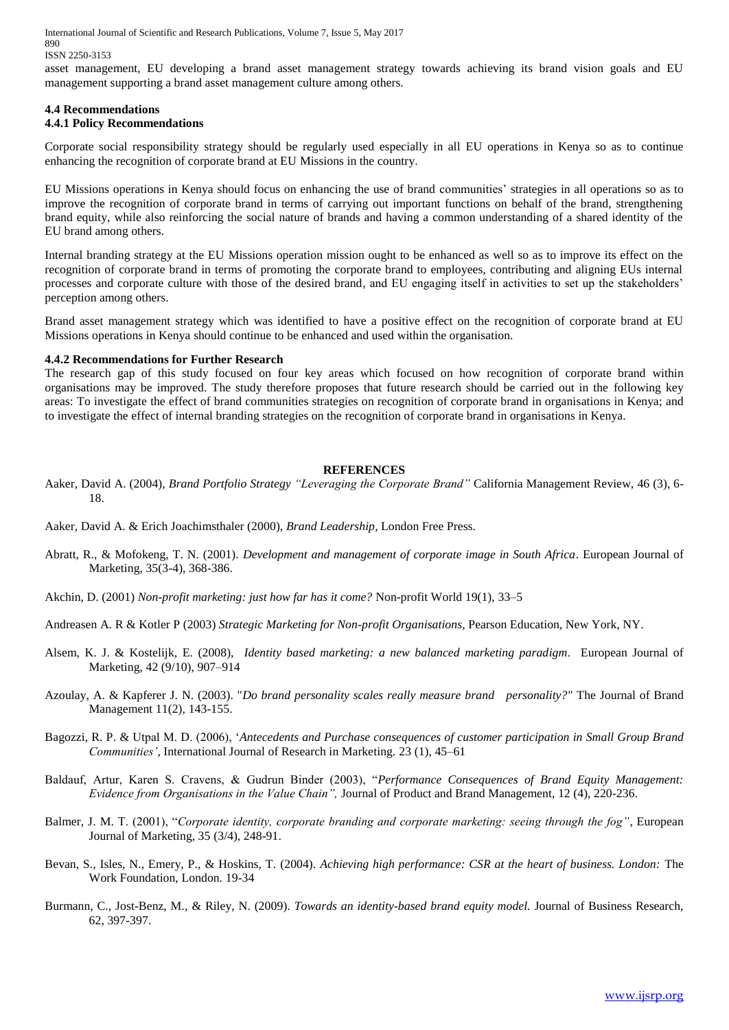asset management, EU developing a brand asset management strategy towards achieving its brand vision goals and EU management supporting a brand asset management culture among others.

### 4.4 Recommendations

#### 4.4.1 Policy Recommendations

Corporate social responsibility strategy should be regularly used especially in all EU operations in Kenya so as to continue enhancing the recognition of corporate brand at EU Missions in the country.

EU Missions operations in Kenya should focus on enhancing the use of brand communities' strategies in all operations so as to improve the recognition of corporate brand in terms of carrying out important functions on behalf of the brand, strengthening brand equity, while also reinforcing the social nature of brands and having a common understanding of a shared identity of the EU brand among others.

Internal branding strategy at the EU Missions operation mission ought to be enhanced as well so as to improve its effect on the recognition of corporate brand in terms of promoting the corporate brand to employees, contributing and aligning EUs internal processes and corporate culture with those of the desired brand, and EU engaging itself in activities to set up the stakeholders' perception among others.

Brand asset management strategy which was identified to have a positive effect on the recognition of corporate brand at EU Missions operations in Kenya should continue to be enhanced and used within the organisation.

#### 4.4.2 Recommendations for Further Research

The research gap of this study focused on four key areas which focused on how recognition of corporate brand within organisations may be improved. The study therefore proposes that future research should be carried out in the following key areas: To investigate the effect of brand communities strategies on recognition of corporate brand in organisations in Kenya; and to investigate the effect of internal branding strategies on the recognition of corporate brand in organisations in Kenya.

## REFERENCES

Aaker, David A. (2004), *Brand Portfolio Strategy "Leveraging the Corporate Brand"* California Management Review, 46 (3), 6-18.

Aaker, David A. & Erich Joachimsthaler (2000), *Brand Leadership*, London Free Press.

Abratt, R., & Mofokeng, T. N. (2001). *Development and management of corporate image in South Africa*. European Journal of Marketing, 35(3-4), 368-386.

Akchin, D. (2001) *Non-profit marketing: just how far has it come?* Non-profit World 19(1), 33–5

Andreasen A. R & Kotler P (2003) *Strategic Marketing for Non-profit Organisations*, Pearson Education, New York, NY.

Alsem, K. J. & Kostelijk, E. (2008), *Identity based marketing: a new balanced marketing paradigm*. European Journal of Marketing, 42 (9/10), 907–914

Azoulay, A. & Kapferer J. N. (2003). "*Do brand personality scales really measure brand personality?"* The Journal of Brand Management 11(2), 143-155.

Bagozzi, R. P. & Utpal M. D. (2006), '*Antecedents and Purchase consequences of customer participation in Small Group Brand Communities'*, International Journal of Research in Marketing. 23 (1), 45–61

Baldauf, Artur, Karen S. Cravens, & Gudrun Binder (2003), "*Performance Consequences of Brand Equity Management: Evidence from Organisations in the Value Chain",* Journal of Product and Brand Management, 12 (4), 220-236.

Balmer, J. M. T. (2001), "*Corporate identity, corporate branding and corporate marketing: seeing through the fog"*, European Journal of Marketing, 35 (3/4), 248-91.

Bevan, S., Isles, N., Emery, P., & Hoskins, T. (2004). *Achieving high performance: CSR at the heart of business. London:* The Work Foundation, London. 19-34

Burmann, C., Jost-Benz, M., & Riley, N. (2009). *Towards an identity-based brand equity model.* Journal of Business Research, 62, 397-397.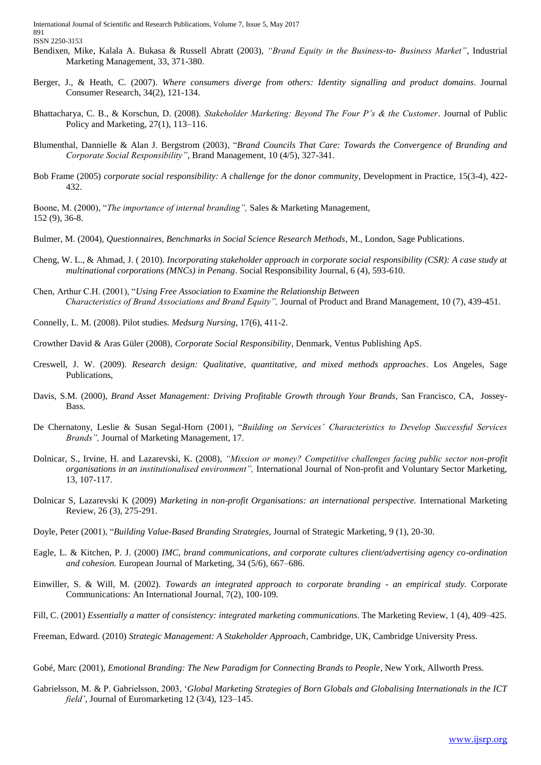Bendixen, Mike, Kalala A. Bukasa & Russell Abratt (2003), *"Brand Equity in the Business-to- Business Market"*, Industrial Marketing Management, 33, 371-380.

Berger, J., & Heath, C. (2007). *Where consumers diverge from others: Identity signalling and product domains*. Journal Consumer Research, 34(2), 121-134.

Bhattacharya, C. B., & Korschun, D. (2008). *Stakeholder Marketing: Beyond The Four P's & the Customer*. Journal of Public Policy and Marketing, 27(1), 113–116.

Blumenthal, Dannielle & Alan J. Bergstrom (2003), "*Brand Councils That Care: Towards the Convergence of Branding and Corporate Social Responsibility"*, Brand Management, 10 (4/5), 327-341.

Bob Frame (2005) *corporate social responsibility: A challenge for the donor community*, Development in Practice, 15(3-4), 422-432.

Boone, M. (2000), "*The importance of internal branding",* Sales & Marketing Management, 152 (9), 36-8.

Bulmer, M. (2004), *Questionnaires, Benchmarks in Social Science Research Methods*, M., London, Sage Publications.

Cheng, W. L., & Ahmad, J. ( 2010). *Incorporating stakeholder approach in corporate social responsibility (CSR): A case study at multinational corporations (MNCs) in Penang*. Social Responsibility Journal, 6 (4), 593-610.

Chen, Arthur C.H. (2001), "*Using Free Association to Examine the Relationship Between Characteristics of Brand Associations and Brand Equity",* Journal of Product and Brand Management, 10 (7), 439-451.

Connelly, L. M. (2008). Pilot studies. *Medsurg Nursing*, 17(6), 411-2.

Crowther David & Aras Güler (2008), *Corporate Social Responsibility*, Denmark, Ventus Publishing ApS.

Creswell, J. W. (2009). *Research design: Qualitative, quantitative, and mixed methods approaches*. Los Angeles, Sage Publications,

Davis, S.M. (2000), *Brand Asset Management: Driving Profitable Growth through Your Brands*, San Francisco, CA, Jossey-Bass.

De Chernatony, Leslie & Susan Segal-Horn (2001), "*Building on Services' Characteristics to Develop Successful Services Brands",* Journal of Marketing Management, 17.

Dolnicar, S., Irvine, H. and Lazarevski, K. (2008), *"Mission or money? Competitive challenges facing public sector non-profit organisations in an institutionalised environment",* International Journal of Non-profit and Voluntary Sector Marketing, 13, 107-117.

Dolnicar S, Lazarevski K (2009) *Marketing in non-profit Organisations: an international perspective.* International Marketing Review, 26 (3), 275-291.

Doyle, Peter (2001), "*Building Value-Based Branding Strategies*, Journal of Strategic Marketing, 9 (1), 20-30.

Eagle, L. & Kitchen, P. J. (2000) *IMC, brand communications, and corporate cultures client/advertising agency co-ordination and cohesion.* European Journal of Marketing, 34 (5/6), 667–686.

Einwiller, S. & Will, M. (2002). *Towards an integrated approach to corporate branding - an empirical study.* Corporate Communications: An International Journal, 7(2), 100-109.

Fill, C. (2001) *Essentially a matter of consistency: integrated marketing communications*. The Marketing Review, 1 (4), 409–425.

Freeman, Edward. (2010) *Strategic Management: A Stakeholder Approach*, Cambridge, UK, Cambridge University Press.

Gobé, Marc (2001), *Emotional Branding: The New Paradigm for Connecting Brands to People*, New York, Allworth Press.

Gabrielsson, M. & P. Gabrielsson, 2003, '*Global Marketing Strategies of Born Globals and Globalising Internationals in the ICT field'*, Journal of Euromarketing 12 (3/4), 123–145.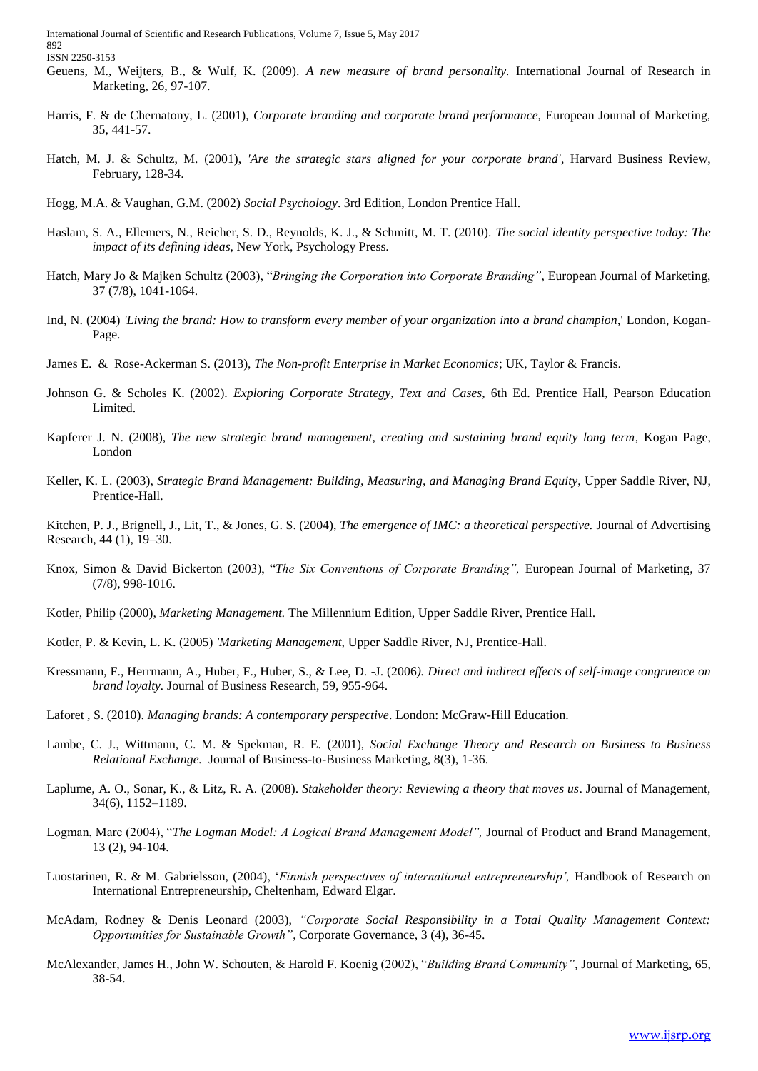Geuens, M., Weijters, B., & Wulf, K. (2009). *A new measure of brand personality.* International Journal of Research in Marketing, 26, 97-107.

Harris, F. & de Chernatony, L. (2001), *Corporate branding and corporate brand performance,* European Journal of Marketing, 35, 441-57.

Hatch, M. J. & Schultz, M. (2001), *'Are the strategic stars aligned for your corporate brand'*, Harvard Business Review, February, 128-34.

Hogg, M.A. & Vaughan, G.M. (2002) *Social Psychology*. 3rd Edition, London Prentice Hall.

Haslam, S. A., Ellemers, N., Reicher, S. D., Reynolds, K. J., & Schmitt, M. T. (2010). *The social identity perspective today: The impact of its defining ideas*, New York, Psychology Press.

Hatch, Mary Jo & Majken Schultz (2003), "*Bringing the Corporation into Corporate Branding"*, European Journal of Marketing, 37 (7/8), 1041-1064.

Ind, N. (2004) *'Living the brand: How to transform every member of your organization into a brand champion*,' London, Kogan-Page.

James E. & Rose-Ackerman S. (2013), *The Non-profit Enterprise in Market Economics*; UK, Taylor & Francis.

Johnson G. & Scholes K. (2002). *Exploring Corporate Strategy, Text and Cases*, 6th Ed. Prentice Hall, Pearson Education Limited.

Kapferer J. N. (2008), *The new strategic brand management, creating and sustaining brand equity long term*, Kogan Page, London

Keller, K. L. (2003), *Strategic Brand Management: Building, Measuring, and Managing Brand Equity,* Upper Saddle River, NJ, Prentice-Hall.

Kitchen, P. J., Brignell, J., Lit, T., & Jones, G. S. (2004), *The emergence of IMC: a theoretical perspective.* Journal of Advertising Research, 44 (1), 19–30.

Knox, Simon & David Bickerton (2003), "*The Six Conventions of Corporate Branding",* European Journal of Marketing, 37 (7/8), 998-1016.

Kotler, Philip (2000), *Marketing Management.* The Millennium Edition, Upper Saddle River, Prentice Hall.

Kotler, P. & Kevin, L. K. (2005) *'Marketing Management,* Upper Saddle River, NJ, Prentice-Hall.

Kressmann, F., Herrmann, A., Huber, F., Huber, S., & Lee, D. -J. (2006*). Direct and indirect effects of self-image congruence on brand loyalty.* Journal of Business Research, 59, 955-964.

Laforet , S. (2010). *Managing brands: A contemporary perspective*. London: McGraw-Hill Education.

Lambe, C. J., Wittmann, C. M. & Spekman, R. E. (2001), *Social Exchange Theory and Research on Business to Business Relational Exchange.* Journal of Business-to-Business Marketing, 8(3), 1-36.

Laplume, A. O., Sonar, K., & Litz, R. A. (2008). *Stakeholder theory: Reviewing a theory that moves us*. Journal of Management, 34(6), 1152–1189.

Logman, Marc (2004), "*The Logman Model: A Logical Brand Management Model",* Journal of Product and Brand Management, 13 (2), 94-104.

Luostarinen, R. & M. Gabrielsson, (2004), '*Finnish perspectives of international entrepreneurship',* Handbook of Research on International Entrepreneurship, Cheltenham, Edward Elgar.

McAdam, Rodney & Denis Leonard (2003), *"Corporate Social Responsibility in a Total Quality Management Context: Opportunities for Sustainable Growth"*, Corporate Governance, 3 (4), 36-45.

McAlexander, James H., John W. Schouten, & Harold F. Koenig (2002), "*Building Brand Community"*, Journal of Marketing, 65, 38-54.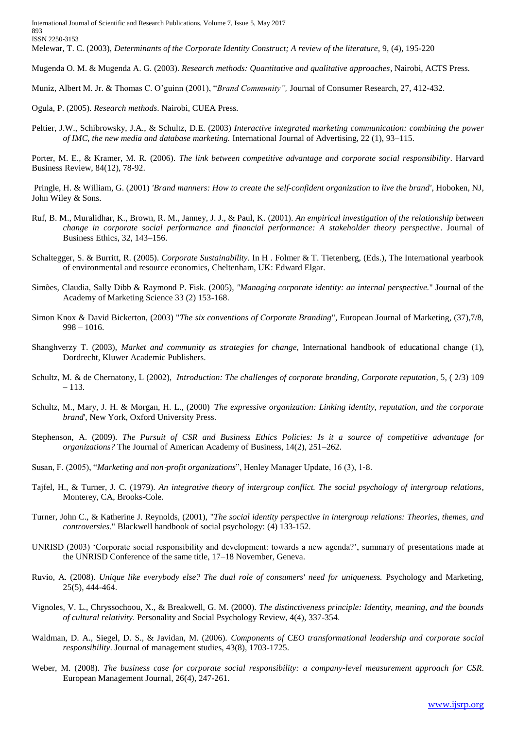Melewar, T. C. (2003), *Determinants of the Corporate Identity Construct; A review of the literature,* 9, (4), 195-220

Mugenda O. M. & Mugenda A. G. (2003). *Research methods: Quantitative and qualitative approaches*, Nairobi, ACTS Press.

Muniz, Albert M. Jr. & Thomas C. O'guinn (2001), "*Brand Community",* Journal of Consumer Research, 27, 412-432.

Ogula, P. (2005). *Research methods*. Nairobi, CUEA Press.

Peltier, J.W., Schibrowsky, J.A., & Schultz, D.E. (2003) *Interactive integrated marketing communication: combining the power of IMC, the new media and database marketing.* International Journal of Advertising, 22 (1), 93–115.

Porter, M. E., & Kramer, M. R. (2006). *The link between competitive advantage and corporate social responsibility*. Harvard Business Review, 84(12), 78-92.

Pringle, H. & William, G. (2001) *'Brand manners: How to create the self-confident organization to live the brand'*, Hoboken, NJ, John Wiley & Sons.

Ruf, B. M., Muralidhar, K., Brown, R. M., Janney, J. J., & Paul, K. (2001). *An empirical investigation of the relationship between change in corporate social performance and financial performance: A stakeholder theory perspective*. Journal of Business Ethics, 32, 143–156.

Schaltegger, S. & Burritt, R. (2005). *Corporate Sustainability*. In H . Folmer & T. Tietenberg, (Eds.), The International yearbook of environmental and resource economics, Cheltenham, UK: Edward Elgar.

Simões, Claudia, Sally Dibb & Raymond P. Fisk. (2005), *"Managing corporate identity: an internal perspective.*" Journal of the Academy of Marketing Science 33 (2) 153-168.

Simon Knox & David Bickerton, (2003) "*The six conventions of Corporate Branding*", European Journal of Marketing, (37),7/8, 998 – 1016.

Shanghverzy T. (2003), *Market and community as strategies for change,* International handbook of educational change (1), Dordrecht, Kluwer Academic Publishers.

Schultz, M. & de Chernatony, L (2002), *Introduction: The challenges of corporate branding, Corporate reputation*, 5, ( 2/3) 109 – 113.

Schultz, M., Mary, J. H. & Morgan, H. L., (2000) *'The expressive organization: Linking identity, reputation, and the corporate brand*', New York, Oxford University Press.

Stephenson, A. (2009). *The Pursuit of CSR and Business Ethics Policies: Is it a source of competitive advantage for organizations?* The Journal of American Academy of Business, 14(2), 251–262.

Susan, F. (2005), "*Marketing and non-profit organizations*", Henley Manager Update, 16 (3), 1-8.

Tajfel, H., & Turner, J. C. (1979). *An integrative theory of intergroup conflict. The social psychology of intergroup relations*, Monterey, CA, Brooks-Cole.

Turner, John C., & Katherine J. Reynolds, (2001), "*The social identity perspective in intergroup relations: Theories, themes, and controversies.*" Blackwell handbook of social psychology: (4) 133-152.

UNRISD (2003) 'Corporate social responsibility and development: towards a new agenda?', summary of presentations made at the UNRISD Conference of the same title, 17–18 November, Geneva.

Ruvio, A. (2008). *Unique like everybody else? The dual role of consumers' need for uniqueness.* Psychology and Marketing, 25(5), 444-464.

Vignoles, V. L., Chryssochoou, X., & Breakwell, G. M. (2000). *The distinctiveness principle: Identity, meaning, and the bounds of cultural relativity*. Personality and Social Psychology Review, 4(4), 337-354.

Waldman, D. A., Siegel, D. S., & Javidan, M. (2006). *Components of CEO transformational leadership and corporate social responsibility*. Journal of management studies, 43(8), 1703-1725.

Weber, M. (2008). *The business case for corporate social responsibility: a company-level measurement approach for CSR*. European Management Journal, 26(4), 247-261.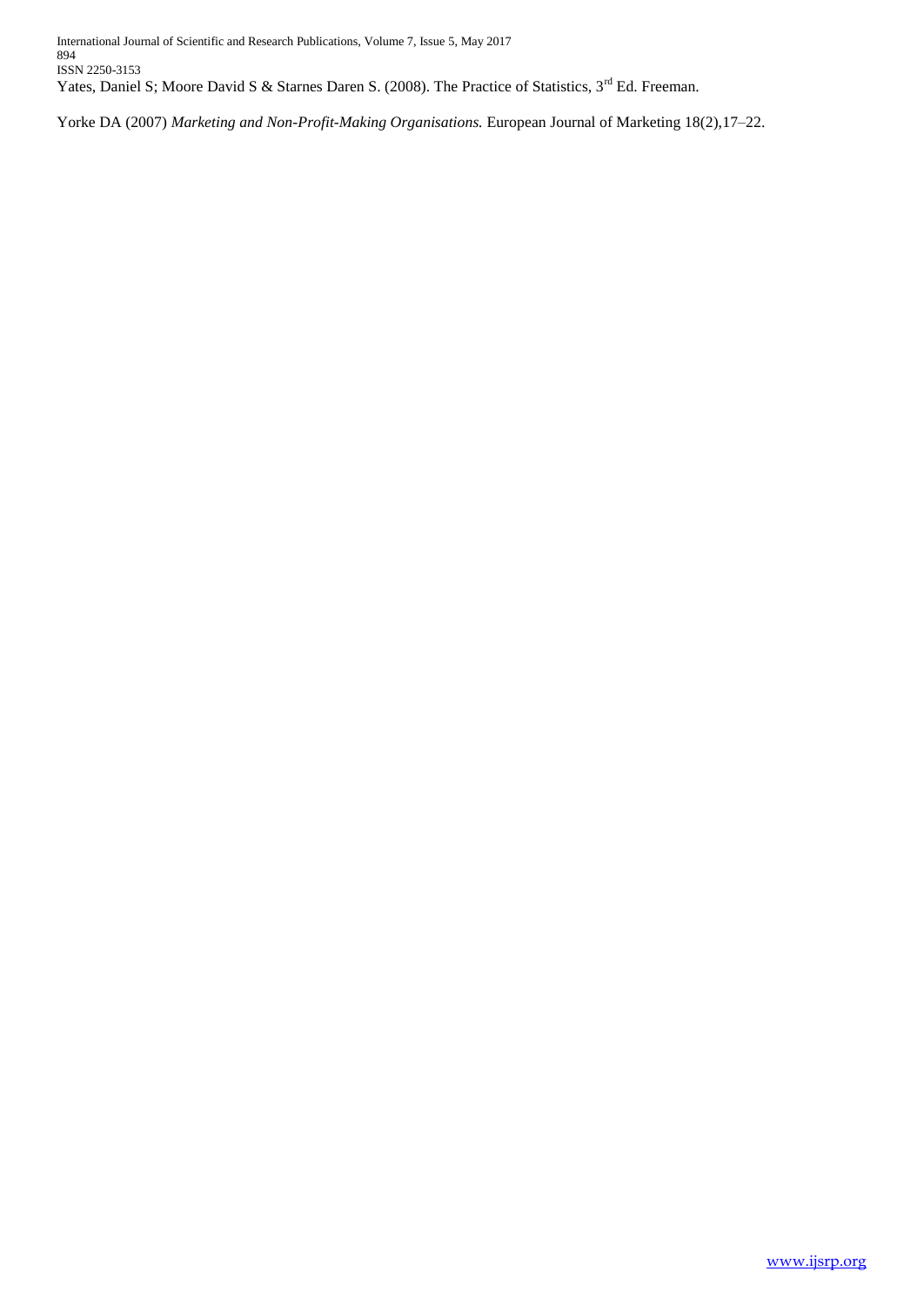Yates, Daniel S; Moore David S & Starnes Daren S. (2008). The Practice of Statistics, 3rd Ed. Freeman.

Yorke DA (2007) *Marketing and Non-Profit-Making Organisations.* European Journal of Marketing 18(2),17–22.